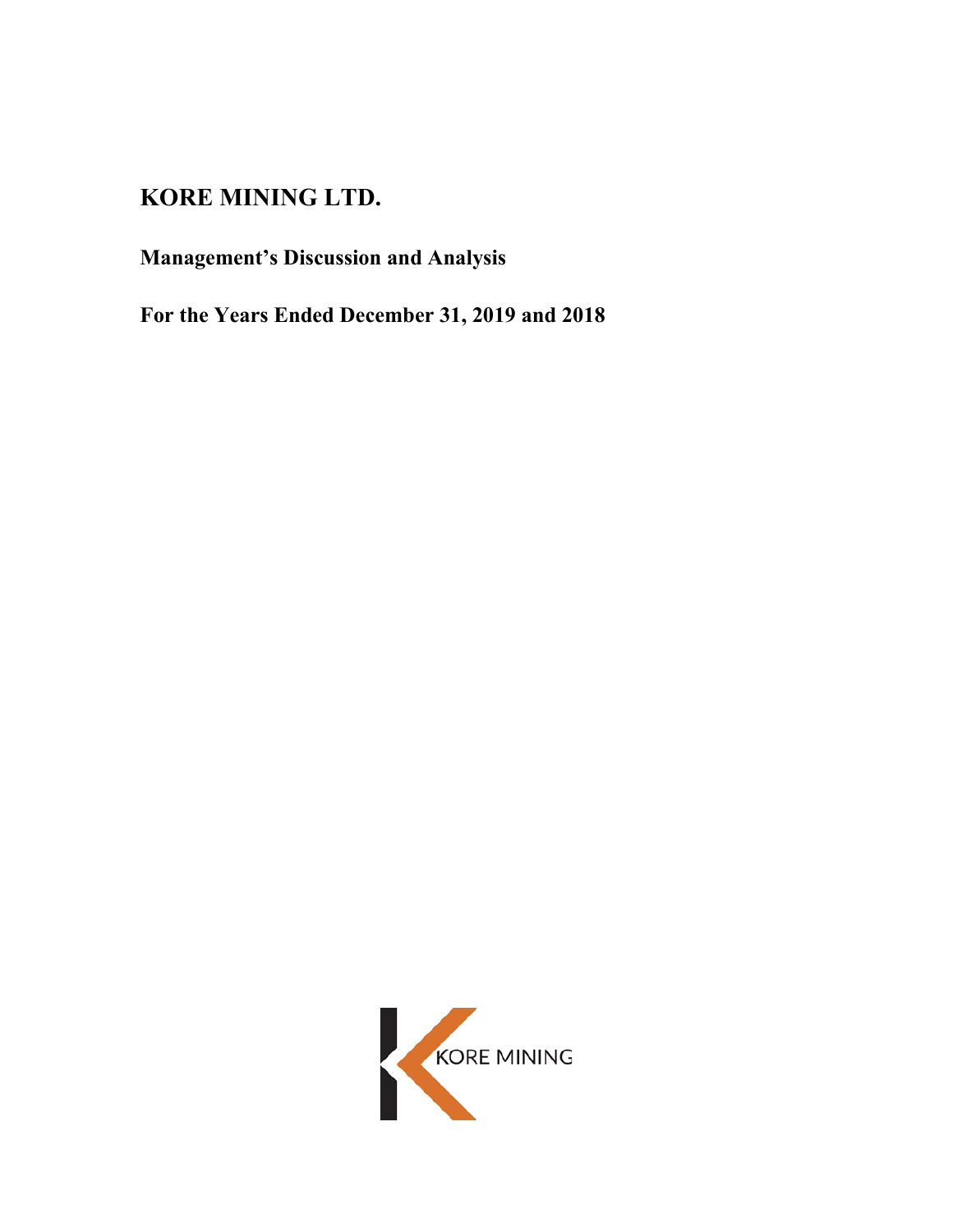# KORE MINING LTD.

## Management's Discussion and Analysis

## For the Years Ended December 31, 2019 and 2018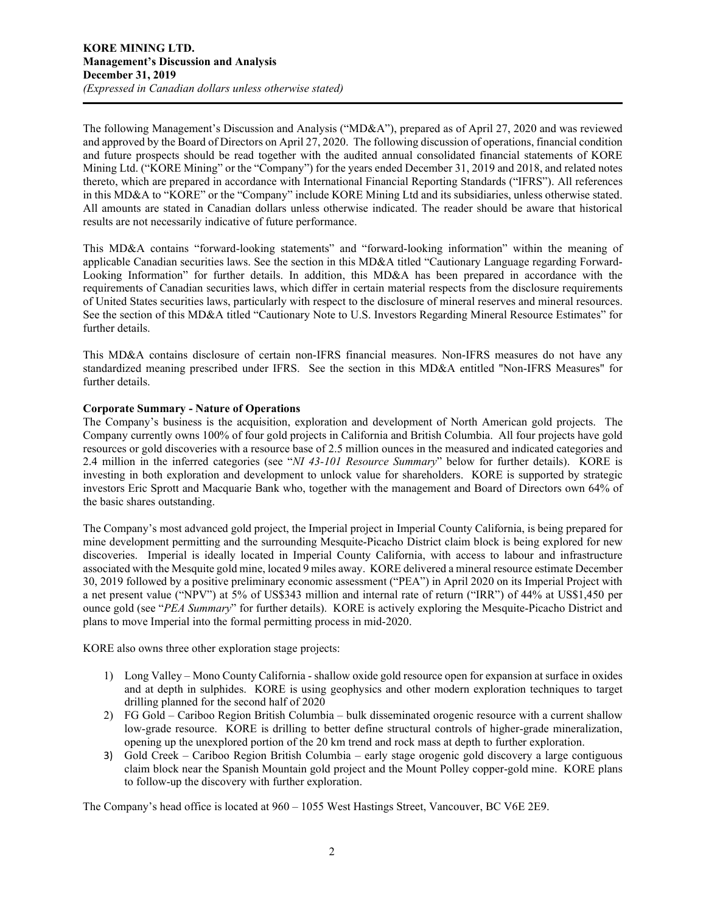The following Management's Discussion and Analysis ("MD&A"), prepared as of April 27, 2020 and was reviewed and approved by the Board of Directors on April 27, 2020. The following discussion of operations, financial condition and future prospects should be read together with the audited annual consolidated financial statements of KORE Mining Ltd. ("KORE Mining" or the "Company") for the years ended December 31, 2019 and 2018, and related notes thereto, which are prepared in accordance with International Financial Reporting Standards ("IFRS"). All references in this MD&A to "KORE" or the "Company" include KORE Mining Ltd and its subsidiaries, unless otherwise stated. All amounts are stated in Canadian dollars unless otherwise indicated. The reader should be aware that historical results are not necessarily indicative of future performance.

This MD&A contains "forward-looking statements" and "forward-looking information" within the meaning of applicable Canadian securities laws. See the section in this MD&A titled "Cautionary Language regarding Forward-Looking Information" for further details. In addition, this MD&A has been prepared in accordance with the requirements of Canadian securities laws, which differ in certain material respects from the disclosure requirements of United States securities laws, particularly with respect to the disclosure of mineral reserves and mineral resources. See the section of this MD&A titled "Cautionary Note to U.S. Investors Regarding Mineral Resource Estimates" for further details.

This MD&A contains disclosure of certain non-IFRS financial measures. Non-IFRS measures do not have any standardized meaning prescribed under IFRS. See the section in this MD&A entitled "Non-IFRS Measures" for further details.

**Corporate Summary - Nature of Operations**

The Company's business is the acquisition, exploration and development of North American gold projects. The Company currently owns 100% of four gold projects in California and British Columbia. All four projects have gold resources or gold discoveries with a resource base of 2.5 million ounces in the measured and indicated categories and 2.4 million in the inferred categories (see "*NI 43-101 Resource Summary*" below for further details). KORE is investing in both exploration and development to unlock value for shareholders. KORE is supported by strategic investors Eric Sprott and Macquarie Bank who, together with the management and Board of Directors own 64% of the basic shares outstanding.

The Company's most advanced gold project, the Imperial project in Imperial County California, is being prepared for mine development permitting and the surrounding Mesquite-Picacho District claim block is being explored for new discoveries. Imperial is ideally located in Imperial County California, with access to labour and infrastructure associated with the Mesquite gold mine, located 9 miles away. KORE delivered a mineral resource estimate December 30, 2019 followed by a positive preliminary economic assessment ("PEA") in April 2020 on its Imperial Project with a net present value ("NPV") at 5% of US$343 million and internal rate of return ("IRR") of 44% at US$1,450 per ounce gold (see "*PEA Summary*" for further details). KORE is actively exploring the Mesquite-Picacho District and plans to move Imperial into the formal permitting process in mid-2020.

KORE also owns three other exploration stage projects:

1) Long Valley – Mono County California - shallow oxide gold resource open for expansion at surface in oxides and at depth in sulphides. KORE is using geophysics and other modern exploration techniques to target drilling planned for the second half of 2020
2) FG Gold – Cariboo Region British Columbia – bulk disseminated orogenic resource with a current shallow low-grade resource. KORE is drilling to better define structural controls of higher-grade mineralization, opening up the unexplored portion of the 20 km trend and rock mass at depth to further exploration.
3) Gold Creek – Cariboo Region British Columbia – early stage orogenic gold discovery a large contiguous claim block near the Spanish Mountain gold project and the Mount Polley copper-gold mine. KORE plans to follow-up the discovery with further exploration.

The Company's head office is located at 960 – 1055 West Hastings Street, Vancouver, BC V6E 2E9.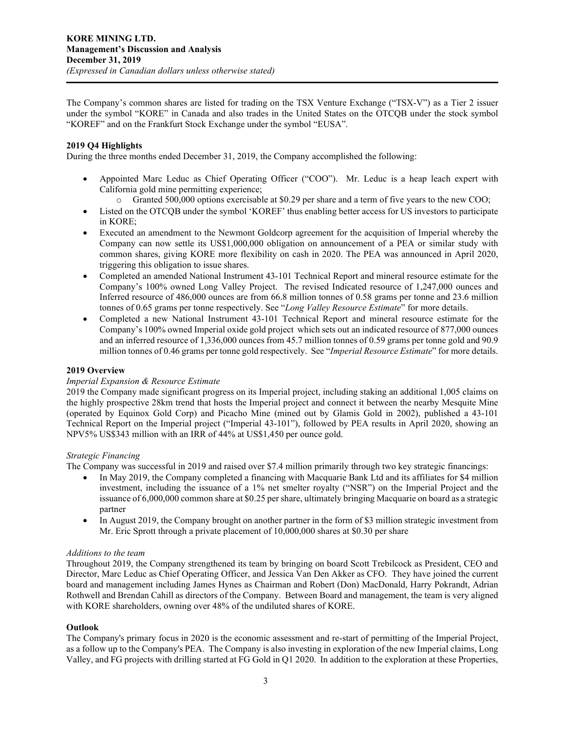The Company's common shares are listed for trading on the TSX Venture Exchange ("TSX-V") as a Tier 2 issuer under the symbol "KORE" in Canada and also trades in the United States on the OTCQB under the stock symbol "KOREF" and on the Frankfurt Stock Exchange under the symbol "EUSA".

**2019 Q4 Highlights**

During the three months ended December 31, 2019, the Company accomplished the following:

- Appointed Marc Leduc as Chief Operating Officer ("COO"). Mr. Leduc is a heap leach expert with California gold mine permitting experience;
  - Granted 500,000 options exercisable at $0.29 per share and a term of five years to the new COO;
- Listed on the OTCQB under the symbol 'KOREF' thus enabling better access for US investors to participate in KORE;
- Executed an amendment to the Newmont Goldcorp agreement for the acquisition of Imperial whereby the Company can now settle its US$1,000,000 obligation on announcement of a PEA or similar study with common shares, giving KORE more flexibility on cash in 2020. The PEA was announced in April 2020, triggering this obligation to issue shares.
- Completed an amended National Instrument 43-101 Technical Report and mineral resource estimate for the Company's 100% owned Long Valley Project. The revised Indicated resource of 1,247,000 ounces and Inferred resource of 486,000 ounces are from 66.8 million tonnes of 0.58 grams per tonne and 23.6 million tonnes of 0.65 grams per tonne respectively. See "*Long Valley Resource Estimate*" for more details.
- Completed a new National Instrument 43-101 Technical Report and mineral resource estimate for the Company's 100% owned Imperial oxide gold project which sets out an indicated resource of 877,000 ounces and an inferred resource of 1,336,000 ounces from 45.7 million tonnes of 0.59 grams per tonne gold and 90.9 million tonnes of 0.46 grams per tonne gold respectively. See "*Imperial Resource Estimate*" for more details.

**2019 Overview**

*Imperial Expansion & Resource Estimate*

2019 the Company made significant progress on its Imperial project, including staking an additional 1,005 claims on the highly prospective 28km trend that hosts the Imperial project and connect it between the nearby Mesquite Mine (operated by Equinox Gold Corp) and Picacho Mine (mined out by Glamis Gold in 2002), published a 43-101 Technical Report on the Imperial project ("Imperial 43-101"), followed by PEA results in April 2020, showing an NPV5% US$343 million with an IRR of 44% at US$1,450 per ounce gold.

*Strategic Financing*

The Company was successful in 2019 and raised over $7.4 million primarily through two key strategic financings:

- In May 2019, the Company completed a financing with Macquarie Bank Ltd and its affiliates for $4 million investment, including the issuance of a 1% net smelter royalty ("NSR") on the Imperial Project and the issuance of 6,000,000 common share at $0.25 per share, ultimately bringing Macquarie on board as a strategic partner
- In August 2019, the Company brought on another partner in the form of $3 million strategic investment from Mr. Eric Sprott through a private placement of 10,000,000 shares at $0.30 per share

*Additions to the team*

Throughout 2019, the Company strengthened its team by bringing on board Scott Trebilcock as President, CEO and Director, Marc Leduc as Chief Operating Officer, and Jessica Van Den Akker as CFO. They have joined the current board and management including James Hynes as Chairman and Robert (Don) MacDonald, Harry Pokrandt, Adrian Rothwell and Brendan Cahill as directors of the Company. Between Board and management, the team is very aligned with KORE shareholders, owning over 48% of the undiluted shares of KORE.

**Outlook**

The Company's primary focus in 2020 is the economic assessment and re-start of permitting of the Imperial Project, as a follow up to the Company's PEA. The Company is also investing in exploration of the new Imperial claims, Long Valley, and FG projects with drilling started at FG Gold in Q1 2020. In addition to the exploration at these Properties,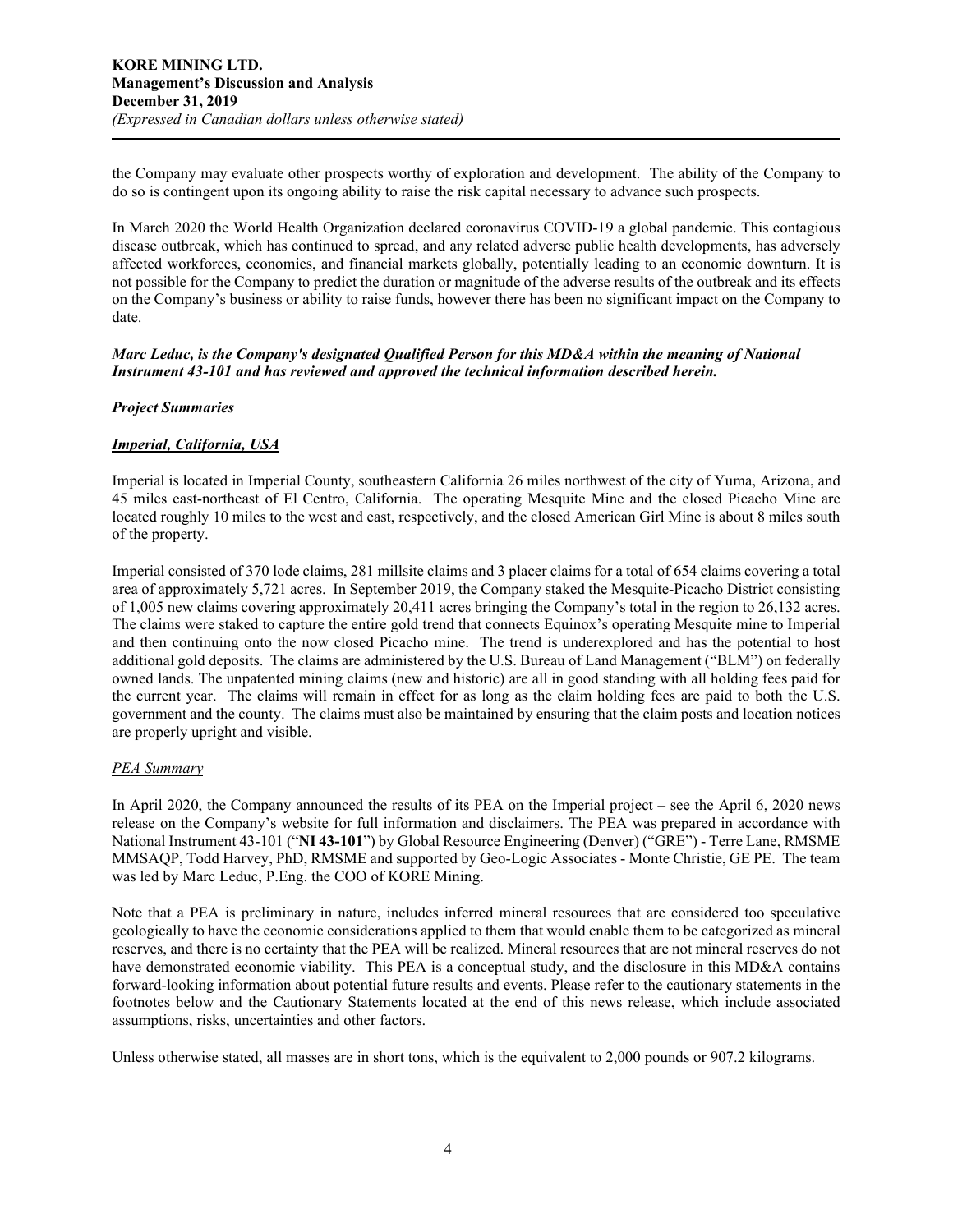the Company may evaluate other prospects worthy of exploration and development. The ability of the Company to do so is contingent upon its ongoing ability to raise the risk capital necessary to advance such prospects.

In March 2020 the World Health Organization declared coronavirus COVID-19 a global pandemic. This contagious disease outbreak, which has continued to spread, and any related adverse public health developments, has adversely affected workforces, economies, and financial markets globally, potentially leading to an economic downturn. It is not possible for the Company to predict the duration or magnitude of the adverse results of the outbreak and its effects on the Company's business or ability to raise funds, however there has been no significant impact on the Company to date.

***Marc Leduc, is the Company's designated Qualified Person for this MD&A within the meaning of National Instrument 43-101 and has reviewed and approved the technical information described herein.***

***Project Summaries***

***Imperial, California, USA***

Imperial is located in Imperial County, southeastern California 26 miles northwest of the city of Yuma, Arizona, and 45 miles east-northeast of El Centro, California. The operating Mesquite Mine and the closed Picacho Mine are located roughly 10 miles to the west and east, respectively, and the closed American Girl Mine is about 8 miles south of the property.

Imperial consisted of 370 lode claims, 281 millsite claims and 3 placer claims for a total of 654 claims covering a total area of approximately 5,721 acres. In September 2019, the Company staked the Mesquite-Picacho District consisting of 1,005 new claims covering approximately 20,411 acres bringing the Company's total in the region to 26,132 acres. The claims were staked to capture the entire gold trend that connects Equinox's operating Mesquite mine to Imperial and then continuing onto the now closed Picacho mine. The trend is underexplored and has the potential to host additional gold deposits. The claims are administered by the U.S. Bureau of Land Management ("BLM") on federally owned lands. The unpatented mining claims (new and historic) are all in good standing with all holding fees paid for the current year. The claims will remain in effect for as long as the claim holding fees are paid to both the U.S. government and the county. The claims must also be maintained by ensuring that the claim posts and location notices are properly upright and visible.

*PEA Summary*

In April 2020, the Company announced the results of its PEA on the Imperial project – see the April 6, 2020 news release on the Company's website for full information and disclaimers. The PEA was prepared in accordance with National Instrument 43-101 ("**NI 43-101**") by Global Resource Engineering (Denver) ("GRE") - Terre Lane, RMSME MMSAQP, Todd Harvey, PhD, RMSME and supported by Geo-Logic Associates - Monte Christie, GE PE. The team was led by Marc Leduc, P.Eng. the COO of KORE Mining.

Note that a PEA is preliminary in nature, includes inferred mineral resources that are considered too speculative geologically to have the economic considerations applied to them that would enable them to be categorized as mineral reserves, and there is no certainty that the PEA will be realized. Mineral resources that are not mineral reserves do not have demonstrated economic viability. This PEA is a conceptual study, and the disclosure in this MD&A contains forward-looking information about potential future results and events. Please refer to the cautionary statements in the footnotes below and the Cautionary Statements located at the end of this news release, which include associated assumptions, risks, uncertainties and other factors.

Unless otherwise stated, all masses are in short tons, which is the equivalent to 2,000 pounds or 907.2 kilograms.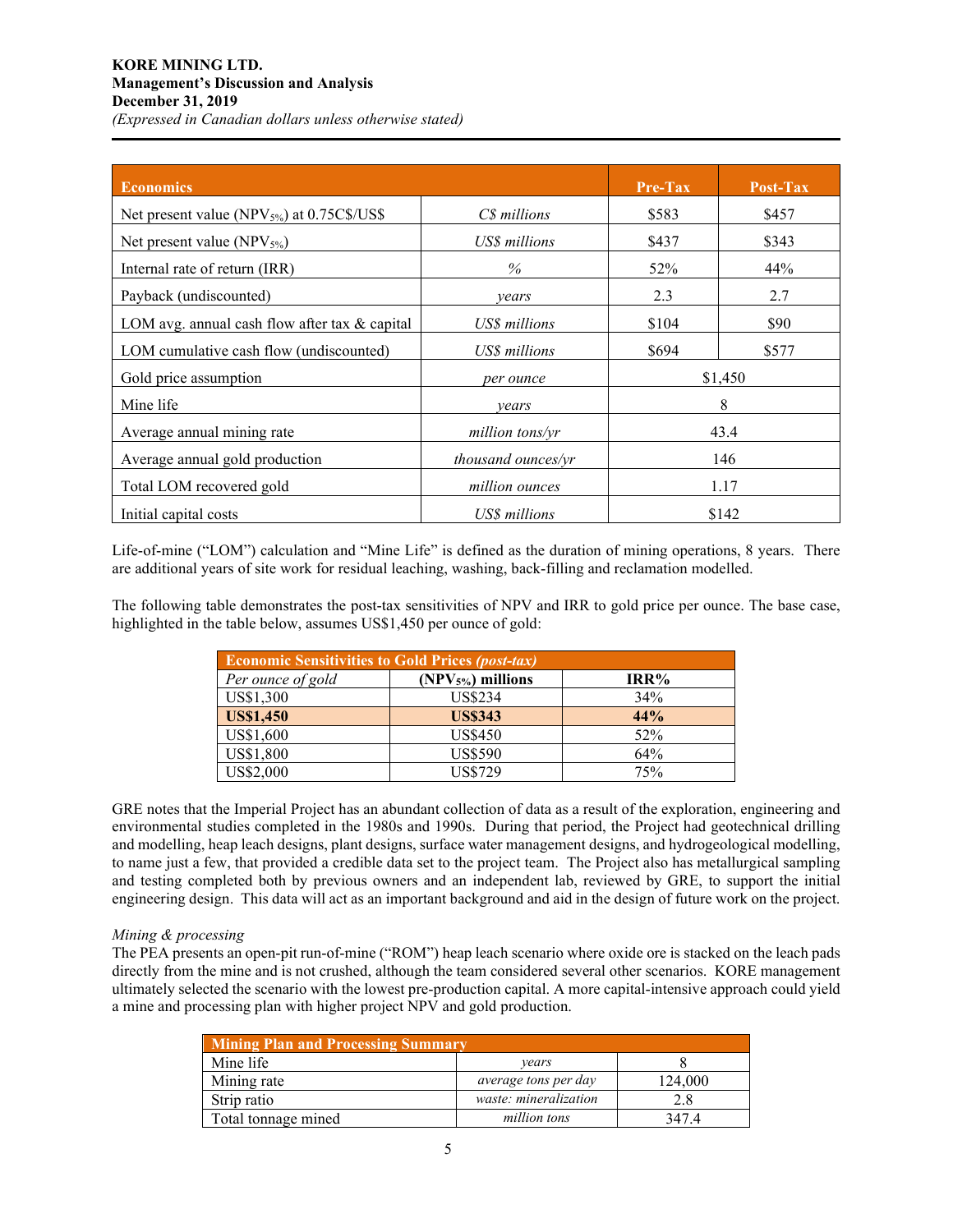| Economics | | Pre-Tax | Post-Tax |
|---|---|---|---|
| Net present value ($NPV_{5\%}$) at 0.75C$/US$ | *C$ millions* | $583 | $457 |
| Net present value ($NPV_{5\%}$) | *US$ millions* | $437 | $343 |
| Internal rate of return (IRR) | *%* | 52% | 44% |
| Payback (undiscounted) | *years* | 2.3 | 2.7 |
| LOM avg. annual cash flow after tax & capital | *US$ millions* | $104 | $90 |
| LOM cumulative cash flow (undiscounted) | *US$ millions* | $694 | $577 |
| Gold price assumption | *per ounce* | $1,450 | |
| Mine life | *years* | 8 | |
| Average annual mining rate | *million tons/yr* | 43.4 | |
| Average annual gold production | *thousand ounces/yr* | 146 | |
| Total LOM recovered gold | *million ounces* | 1.17 | |
| Initial capital costs | *US$ millions* | $142 | |

Life-of-mine ("LOM") calculation and "Mine Life" is defined as the duration of mining operations, 8 years. There are additional years of site work for residual leaching, washing, back-filling and reclamation modelled.

The following table demonstrates the post-tax sensitivities of NPV and IRR to gold price per ounce. The base case, highlighted in the table below, assumes US$1,450 per ounce of gold:

| Economic Sensitivities to Gold Prices *(post-tax)* | | |
|---|---|---|
| *Per ounce of gold* | **($NPV_{5\%}$) millions** | **IRR%** |
| US$1,300 | US$234 | 34% |
| **US$1,450** | **US$343** | **44%** |
| US$1,600 | US$450 | 52% |
| US$1,800 | US$590 | 64% |
| US$2,000 | US$729 | 75% |

GRE notes that the Imperial Project has an abundant collection of data as a result of the exploration, engineering and environmental studies completed in the 1980s and 1990s. During that period, the Project had geotechnical drilling and modelling, heap leach designs, plant designs, surface water management designs, and hydrogeological modelling, to name just a few, that provided a credible data set to the project team. The Project also has metallurgical sampling and testing completed both by previous owners and an independent lab, reviewed by GRE, to support the initial engineering design. This data will act as an important background and aid in the design of future work on the project.

*Mining & processing*

The PEA presents an open-pit run-of-mine ("ROM") heap leach scenario where oxide ore is stacked on the leach pads directly from the mine and is not crushed, although the team considered several other scenarios. KORE management ultimately selected the scenario with the lowest pre-production capital. A more capital-intensive approach could yield a mine and processing plan with higher project NPV and gold production.

| Mining Plan and Processing Summary | | |
|---|---|---|
| Mine life | *years* | 8 |
| Mining rate | *average tons per day* | 124,000 |
| Strip ratio | *waste: mineralization* | 2.8 |
| Total tonnage mined | *million tons* | 347.4 |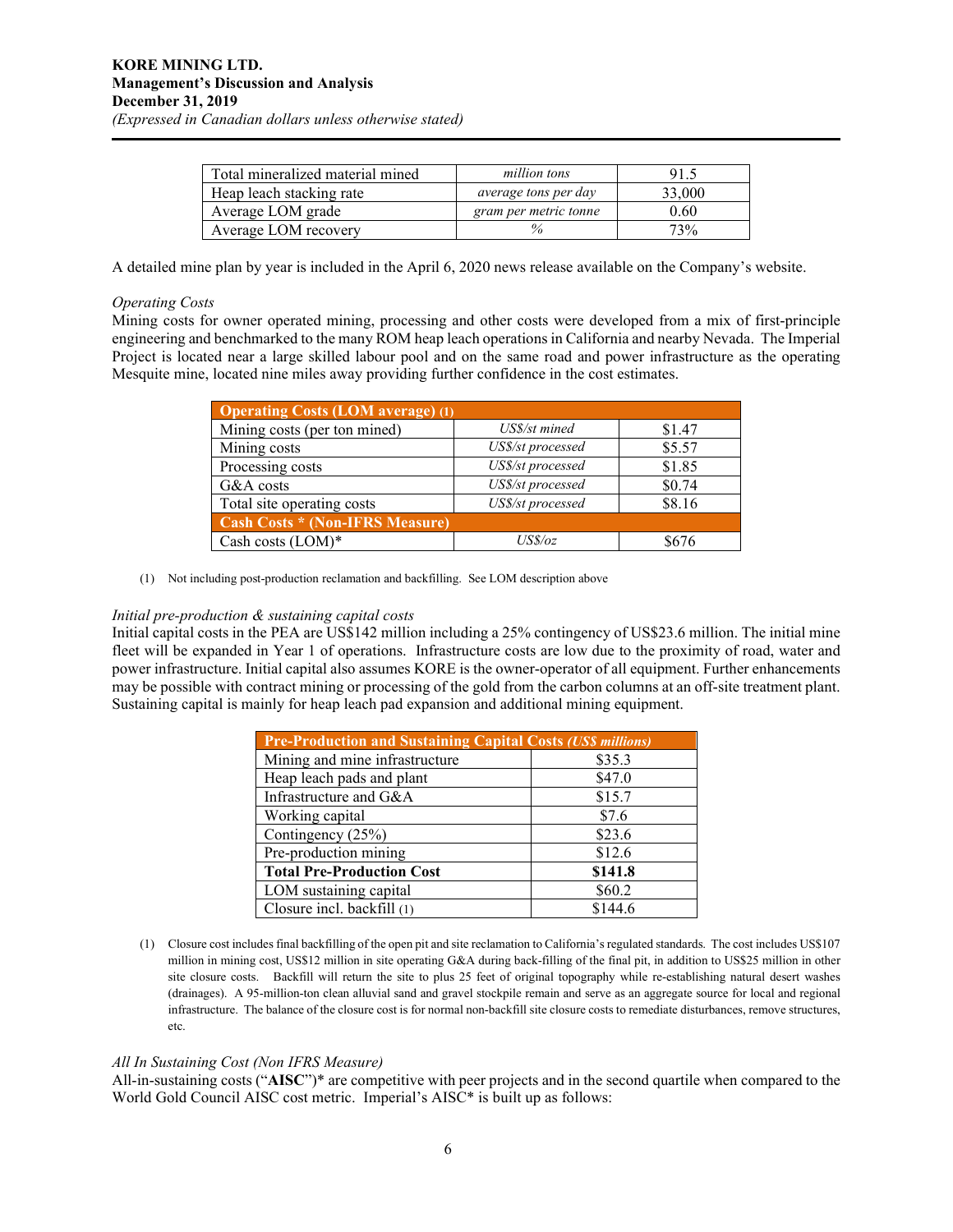| Total mineralized material mined | *million tons* | 91.5 |
|---|---|---|
| Heap leach stacking rate | *average tons per day* | 33,000 |
| Average LOM grade | *gram per metric tonne* | 0.60 |
| Average LOM recovery | *%* | 73% |

A detailed mine plan by year is included in the April 6, 2020 news release available on the Company's website.

*Operating Costs*

Mining costs for owner operated mining, processing and other costs were developed from a mix of first-principle engineering and benchmarked to the many ROM heap leach operations in California and nearby Nevada. The Imperial Project is located near a large skilled labour pool and on the same road and power infrastructure as the operating Mesquite mine, located nine miles away providing further confidence in the cost estimates.

| **Operating Costs (LOM average) (1)** | | |
|---|---|---|
| Mining costs (per ton mined) | *US$/st mined* | $1.47 |
| Mining costs | *US$/st processed* | $5.57 |
| Processing costs | *US$/st processed* | $1.85 |
| G&A costs | *US$/st processed* | $0.74 |
| Total site operating costs | *US$/st processed* | $8.16 |
| **Cash Costs * (Non-IFRS Measure)** | | |
| Cash costs (LOM)* | *US$/oz* | $676 |

(1) Not including post-production reclamation and backfilling. See LOM description above

*Initial pre-production & sustaining capital costs*

Initial capital costs in the PEA are US$142 million including a 25% contingency of US$23.6 million. The initial mine fleet will be expanded in Year 1 of operations. Infrastructure costs are low due to the proximity of road, water and power infrastructure. Initial capital also assumes KORE is the owner-operator of all equipment. Further enhancements may be possible with contract mining or processing of the gold from the carbon columns at an off-site treatment plant. Sustaining capital is mainly for heap leach pad expansion and additional mining equipment.

| **Pre-Production and Sustaining Capital Costs** ***(US$ millions)*** | |
|---|---|
| Mining and mine infrastructure | $35.3 |
| Heap leach pads and plant | $47.0 |
| Infrastructure and G&A | $15.7 |
| Working capital | $7.6 |
| Contingency (25%) | $23.6 |
| Pre-production mining | $12.6 |
| **Total Pre-Production Cost** | **$141.8** |
| LOM sustaining capital | $60.2 |
| Closure incl. backfill (1) | $144.6 |

(1) Closure cost includes final backfilling of the open pit and site reclamation to California's regulated standards. The cost includes US$107 million in mining cost, US$12 million in site operating G&A during back-filling of the final pit, in addition to US$25 million in other site closure costs. Backfill will return the site to plus 25 feet of original topography while re-establishing natural desert washes (drainages). A 95-million-ton clean alluvial sand and gravel stockpile remain and serve as an aggregate source for local and regional infrastructure. The balance of the closure cost is for normal non-backfill site closure costs to remediate disturbances, remove structures, etc.

*All In Sustaining Cost (Non IFRS Measure)*

All-in-sustaining costs ("**AISC**")* are competitive with peer projects and in the second quartile when compared to the World Gold Council AISC cost metric. Imperial's AISC* is built up as follows: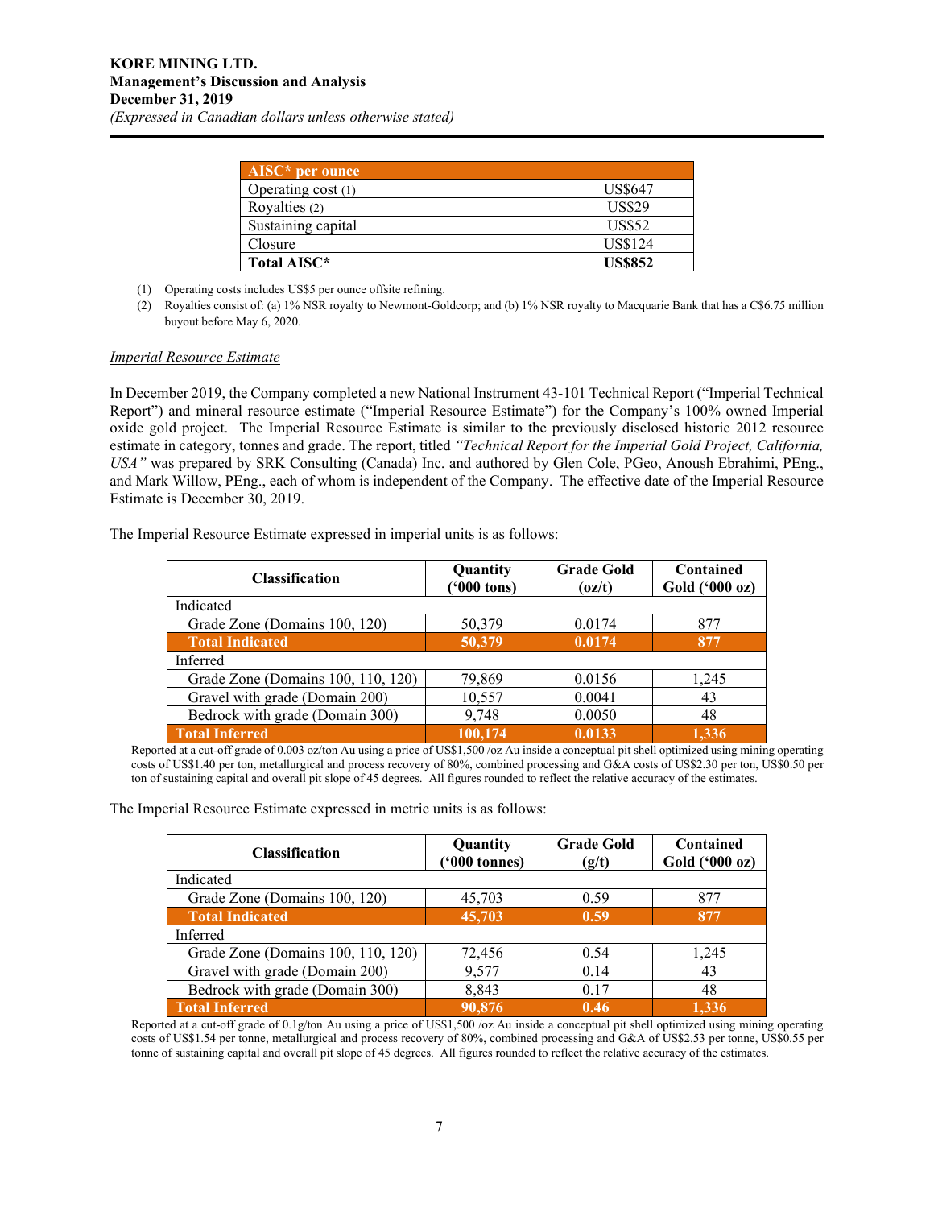| AISC* per ounce | |
|---|---|
| Operating cost (1) | US$647 |
| Royalties (2) | US$29 |
| Sustaining capital | US$52 |
| Closure | US$124 |
| **Total AISC*** | **US$852** |

(1) Operating costs includes US$5 per ounce offsite refining.

(2) Royalties consist of: (a) 1% NSR royalty to Newmont-Goldcorp; and (b) 1% NSR royalty to Macquarie Bank that has a C$6.75 million buyout before May 6, 2020.

*Imperial Resource Estimate*

In December 2019, the Company completed a new National Instrument 43-101 Technical Report ("Imperial Technical Report") and mineral resource estimate ("Imperial Resource Estimate") for the Company's 100% owned Imperial oxide gold project. The Imperial Resource Estimate is similar to the previously disclosed historic 2012 resource estimate in category, tonnes and grade. The report, titled *"Technical Report for the Imperial Gold Project, California, USA"* was prepared by SRK Consulting (Canada) Inc. and authored by Glen Cole, PGeo, Anoush Ebrahimi, PEng., and Mark Willow, PEng., each of whom is independent of the Company. The effective date of the Imperial Resource Estimate is December 30, 2019.

The Imperial Resource Estimate expressed in imperial units is as follows:

| Classification | Quantity ('000 tons) | Grade Gold (oz/t) | Contained Gold ('000 oz) |
|---|---|---|---|
| Indicated | | | |
| Grade Zone (Domains 100, 120) | 50,379 | 0.0174 | 877 |
| **Total Indicated** | **50,379** | **0.0174** | **877** |
| Inferred | | | |
| Grade Zone (Domains 100, 110, 120) | 79,869 | 0.0156 | 1,245 |
| Gravel with grade (Domain 200) | 10,557 | 0.0041 | 43 |
| Bedrock with grade (Domain 300) | 9,748 | 0.0050 | 48 |
| **Total Inferred** | **100,174** | **0.0133** | **1,336** |

Reported at a cut-off grade of 0.003 oz/ton Au using a price of US$1,500 /oz Au inside a conceptual pit shell optimized using mining operating costs of US$1.40 per ton, metallurgical and process recovery of 80%, combined processing and G&A costs of US$2.30 per ton, US$0.50 per ton of sustaining capital and overall pit slope of 45 degrees. All figures rounded to reflect the relative accuracy of the estimates.

The Imperial Resource Estimate expressed in metric units is as follows:

| Classification | Quantity ('000 tonnes) | Grade Gold (g/t) | Contained Gold ('000 oz) |
|---|---|---|---|
| Indicated | | | |
| Grade Zone (Domains 100, 120) | 45,703 | 0.59 | 877 |
| **Total Indicated** | **45,703** | **0.59** | **877** |
| Inferred | | | |
| Grade Zone (Domains 100, 110, 120) | 72,456 | 0.54 | 1,245 |
| Gravel with grade (Domain 200) | 9,577 | 0.14 | 43 |
| Bedrock with grade (Domain 300) | 8,843 | 0.17 | 48 |
| **Total Inferred** | **90,876** | **0.46** | **1,336** |

Reported at a cut-off grade of 0.1g/ton Au using a price of US$1,500 /oz Au inside a conceptual pit shell optimized using mining operating costs of US$1.54 per tonne, metallurgical and process recovery of 80%, combined processing and G&A of US$2.53 per tonne, US$0.55 per tonne of sustaining capital and overall pit slope of 45 degrees. All figures rounded to reflect the relative accuracy of the estimates.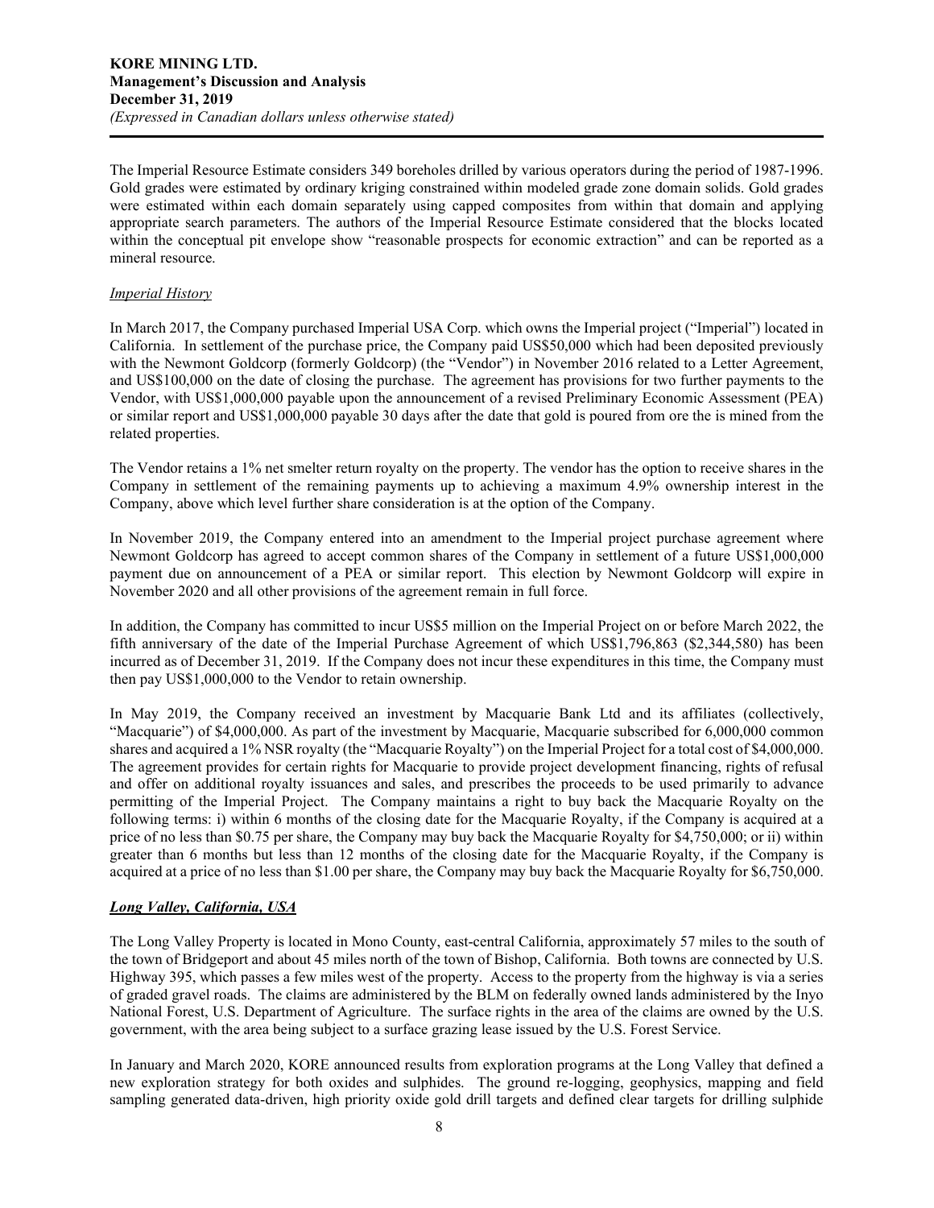The Imperial Resource Estimate considers 349 boreholes drilled by various operators during the period of 1987-1996. Gold grades were estimated by ordinary kriging constrained within modeled grade zone domain solids. Gold grades were estimated within each domain separately using capped composites from within that domain and applying appropriate search parameters. The authors of the Imperial Resource Estimate considered that the blocks located within the conceptual pit envelope show "reasonable prospects for economic extraction" and can be reported as a mineral resource.

*Imperial History*

In March 2017, the Company purchased Imperial USA Corp. which owns the Imperial project ("Imperial") located in California. In settlement of the purchase price, the Company paid US$50,000 which had been deposited previously with the Newmont Goldcorp (formerly Goldcorp) (the "Vendor") in November 2016 related to a Letter Agreement, and US$100,000 on the date of closing the purchase. The agreement has provisions for two further payments to the Vendor, with US$1,000,000 payable upon the announcement of a revised Preliminary Economic Assessment (PEA) or similar report and US$1,000,000 payable 30 days after the date that gold is poured from ore the is mined from the related properties.

The Vendor retains a 1% net smelter return royalty on the property. The vendor has the option to receive shares in the Company in settlement of the remaining payments up to achieving a maximum 4.9% ownership interest in the Company, above which level further share consideration is at the option of the Company.

In November 2019, the Company entered into an amendment to the Imperial project purchase agreement where Newmont Goldcorp has agreed to accept common shares of the Company in settlement of a future US$1,000,000 payment due on announcement of a PEA or similar report. This election by Newmont Goldcorp will expire in November 2020 and all other provisions of the agreement remain in full force.

In addition, the Company has committed to incur US$5 million on the Imperial Project on or before March 2022, the fifth anniversary of the date of the Imperial Purchase Agreement of which US$1,796,863 ($2,344,580) has been incurred as of December 31, 2019. If the Company does not incur these expenditures in this time, the Company must then pay US$1,000,000 to the Vendor to retain ownership.

In May 2019, the Company received an investment by Macquarie Bank Ltd and its affiliates (collectively, "Macquarie") of $4,000,000. As part of the investment by Macquarie, Macquarie subscribed for 6,000,000 common shares and acquired a 1% NSR royalty (the "Macquarie Royalty") on the Imperial Project for a total cost of $4,000,000. The agreement provides for certain rights for Macquarie to provide project development financing, rights of refusal and offer on additional royalty issuances and sales, and prescribes the proceeds to be used primarily to advance permitting of the Imperial Project. The Company maintains a right to buy back the Macquarie Royalty on the following terms: i) within 6 months of the closing date for the Macquarie Royalty, if the Company is acquired at a price of no less than $0.75 per share, the Company may buy back the Macquarie Royalty for $4,750,000; or ii) within greater than 6 months but less than 12 months of the closing date for the Macquarie Royalty, if the Company is acquired at a price of no less than $1.00 per share, the Company may buy back the Macquarie Royalty for $6,750,000.

***Long Valley, California, USA***

The Long Valley Property is located in Mono County, east-central California, approximately 57 miles to the south of the town of Bridgeport and about 45 miles north of the town of Bishop, California. Both towns are connected by U.S. Highway 395, which passes a few miles west of the property. Access to the property from the highway is via a series of graded gravel roads. The claims are administered by the BLM on federally owned lands administered by the Inyo National Forest, U.S. Department of Agriculture. The surface rights in the area of the claims are owned by the U.S. government, with the area being subject to a surface grazing lease issued by the U.S. Forest Service.

In January and March 2020, KORE announced results from exploration programs at the Long Valley that defined a new exploration strategy for both oxides and sulphides. The ground re-logging, geophysics, mapping and field sampling generated data-driven, high priority oxide gold drill targets and defined clear targets for drilling sulphide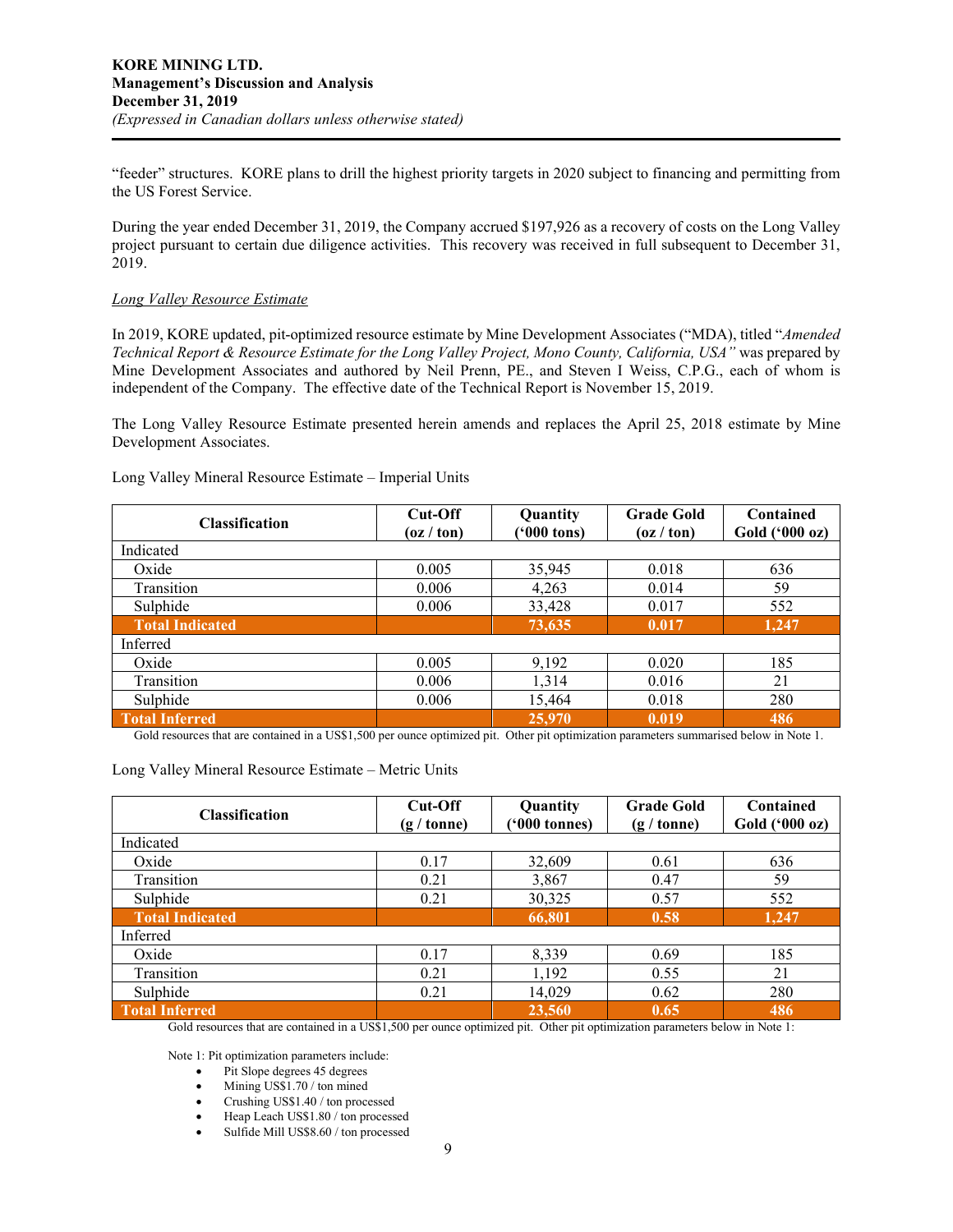"feeder" structures. KORE plans to drill the highest priority targets in 2020 subject to financing and permitting from the US Forest Service.

During the year ended December 31, 2019, the Company accrued $197,926 as a recovery of costs on the Long Valley project pursuant to certain due diligence activities. This recovery was received in full subsequent to December 31, 2019.

*Long Valley Resource Estimate*

In 2019, KORE updated, pit-optimized resource estimate by Mine Development Associates ("MDA), titled "*Amended Technical Report & Resource Estimate for the Long Valley Project, Mono County, California, USA"* was prepared by Mine Development Associates and authored by Neil Prenn, PE., and Steven I Weiss, C.P.G., each of whom is independent of the Company. The effective date of the Technical Report is November 15, 2019.

The Long Valley Resource Estimate presented herein amends and replaces the April 25, 2018 estimate by Mine Development Associates.

Long Valley Mineral Resource Estimate – Imperial Units

| Classification | Cut-Off (oz / ton) | Quantity ('000 tons) | Grade Gold (oz / ton) | Contained Gold ('000 oz) |
|---|---|---|---|---|
| Indicated | | | | |
| Oxide | 0.005 | 35,945 | 0.018 | 636 |
| Transition | 0.006 | 4,263 | 0.014 | 59 |
| Sulphide | 0.006 | 33,428 | 0.017 | 552 |
| **Total Indicated** | | **73,635** | **0.017** | **1,247** |
| Inferred | | | | |
| Oxide | 0.005 | 9,192 | 0.020 | 185 |
| Transition | 0.006 | 1,314 | 0.016 | 21 |
| Sulphide | 0.006 | 15,464 | 0.018 | 280 |
| **Total Inferred** | | **25,970** | **0.019** | **486** |

Gold resources that are contained in a US$1,500 per ounce optimized pit. Other pit optimization parameters summarised below in Note 1.

Long Valley Mineral Resource Estimate – Metric Units

| Classification | Cut-Off (g / tonne) | Quantity ('000 tonnes) | Grade Gold (g / tonne) | Contained Gold ('000 oz) |
|---|---|---|---|---|
| Indicated | | | | |
| Oxide | 0.17 | 32,609 | 0.61 | 636 |
| Transition | 0.21 | 3,867 | 0.47 | 59 |
| Sulphide | 0.21 | 30,325 | 0.57 | 552 |
| **Total Indicated** | | **66,801** | **0.58** | **1,247** |
| Inferred | | | | |
| Oxide | 0.17 | 8,339 | 0.69 | 185 |
| Transition | 0.21 | 1,192 | 0.55 | 21 |
| Sulphide | 0.21 | 14,029 | 0.62 | 280 |
| **Total Inferred** | | **23,560** | **0.65** | **486** |

Gold resources that are contained in a US$1,500 per ounce optimized pit. Other pit optimization parameters below in Note 1:

Note 1: Pit optimization parameters include:

- Pit Slope degrees 45 degrees
- Mining US$1.70 / ton mined
- Crushing US$1.40 / ton processed
- Heap Leach US$1.80 / ton processed
- Sulfide Mill US$8.60 / ton processed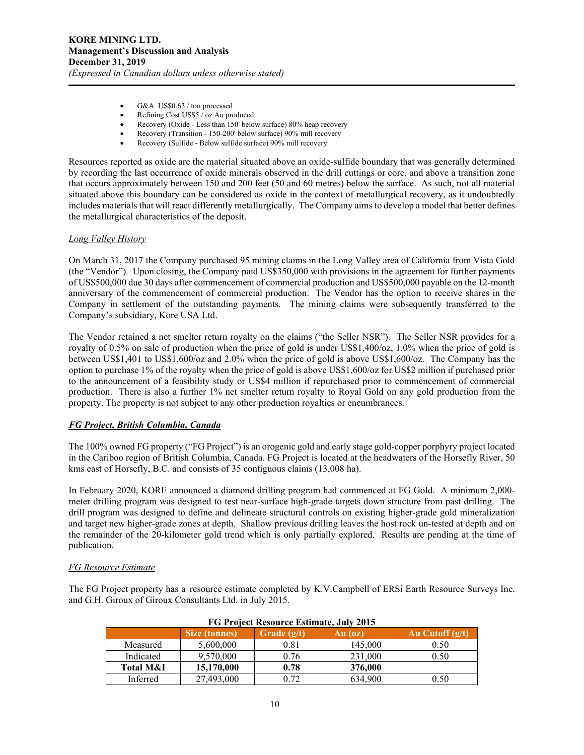- G&A US$0.63 / ton processed
- Refining Cost US$5 / oz Au produced
- Recovery (Oxide - Less than 150' below surface) 80% heap recovery
- Recovery (Transition - 150-200' below surface) 90% mill recovery
- Recovery (Sulfide - Below sulfide surface) 90% mill recovery

Resources reported as oxide are the material situated above an oxide-sulfide boundary that was generally determined by recording the last occurrence of oxide minerals observed in the drill cuttings or core, and above a transition zone that occurs approximately between 150 and 200 feet (50 and 60 metres) below the surface. As such, not all material situated above this boundary can be considered as oxide in the context of metallurgical recovery, as it undoubtedly includes materials that will react differently metallurgically. The Company aims to develop a model that better defines the metallurgical characteristics of the deposit.

*Long Valley History*

On March 31, 2017 the Company purchased 95 mining claims in the Long Valley area of California from Vista Gold (the "Vendor"). Upon closing, the Company paid US$350,000 with provisions in the agreement for further payments of US$500,000 due 30 days after commencement of commercial production and US$500,000 payable on the 12-month anniversary of the commencement of commercial production. The Vendor has the option to receive shares in the Company in settlement of the outstanding payments. The mining claims were subsequently transferred to the Company's subsidiary, Kore USA Ltd.

The Vendor retained a net smelter return royalty on the claims ("the Seller NSR"). The Seller NSR provides for a royalty of 0.5% on sale of production when the price of gold is under US$1,400/oz, 1.0% when the price of gold is between US$1,401 to US$1,600/oz and 2.0% when the price of gold is above US$1,600/oz. The Company has the option to purchase 1% of the royalty when the price of gold is above US$1,600/oz for US$2 million if purchased prior to the announcement of a feasibility study or US$4 million if repurchased prior to commencement of commercial production. There is also a further 1% net smelter return royalty to Royal Gold on any gold production from the property. The property is not subject to any other production royalties or encumbrances.

***FG Project, British Columbia, Canada***

The 100% owned FG property ("FG Project") is an orogenic gold and early stage gold-copper porphyry project located in the Cariboo region of British Columbia, Canada. FG Project is located at the headwaters of the Horsefly River, 50 kms east of Horsefly, B.C. and consists of 35 contiguous claims (13,008 ha).

In February 2020, KORE announced a diamond drilling program had commenced at FG Gold. A minimum 2,000-meter drilling program was designed to test near-surface high-grade targets down structure from past drilling. The drill program was designed to define and delineate structural controls on existing higher-grade gold mineralization and target new higher-grade zones at depth. Shallow previous drilling leaves the host rock un-tested at depth and on the remainder of the 20-kilometer gold trend which is only partially explored. Results are pending at the time of publication.

*FG Resource Estimate*

The FG Project property has a resource estimate completed by K.V.Campbell of ERSi Earth Resource Surveys Inc. and G.H. Giroux of Giroux Consultants Ltd. in July 2015.

**FG Project Resource Estimate, July 2015**

| | Size (tonnes) | Grade (g/t) | Au (oz) | Au Cutoff (g/t) |
|---|---|---|---|---|
| Measured | 5,600,000 | 0.81 | 145,000 | 0.50 |
| Indicated | 9,570,000 | 0.76 | 231,000 | 0.50 |
| **Total M&I** | **15,170,000** | **0.78** | **376,000** | |
| Inferred | 27,493,000 | 0.72 | 634,900 | 0.50 |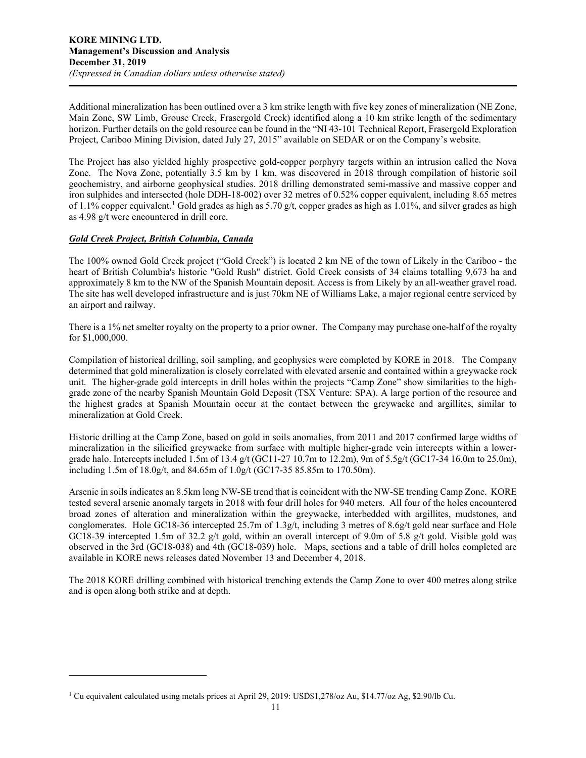Additional mineralization has been outlined over a 3 km strike length with five key zones of mineralization (NE Zone, Main Zone, SW Limb, Grouse Creek, Frasergold Creek) identified along a 10 km strike length of the sedimentary horizon. Further details on the gold resource can be found in the "NI 43-101 Technical Report, Frasergold Exploration Project, Cariboo Mining Division, dated July 27, 2015" available on SEDAR or on the Company's website.

The Project has also yielded highly prospective gold-copper porphyry targets within an intrusion called the Nova Zone. The Nova Zone, potentially 3.5 km by 1 km, was discovered in 2018 through compilation of historic soil geochemistry, and airborne geophysical studies. 2018 drilling demonstrated semi-massive and massive copper and iron sulphides and intersected (hole DDH-18-002) over 32 metres of 0.52% copper equivalent, including 8.65 metres of 1.1% copper equivalent.[1] Gold grades as high as 5.70 g/t, copper grades as high as 1.01%, and silver grades as high as 4.98 g/t were encountered in drill core.

***Gold Creek Project, British Columbia, Canada***

The 100% owned Gold Creek project ("Gold Creek") is located 2 km NE of the town of Likely in the Cariboo - the heart of British Columbia's historic "Gold Rush" district. Gold Creek consists of 34 claims totalling 9,673 ha and approximately 8 km to the NW of the Spanish Mountain deposit. Access is from Likely by an all-weather gravel road. The site has well developed infrastructure and is just 70km NE of Williams Lake, a major regional centre serviced by an airport and railway.

There is a 1% net smelter royalty on the property to a prior owner. The Company may purchase one-half of the royalty for $1,000,000.

Compilation of historical drilling, soil sampling, and geophysics were completed by KORE in 2018. The Company determined that gold mineralization is closely correlated with elevated arsenic and contained within a greywacke rock unit. The higher-grade gold intercepts in drill holes within the projects "Camp Zone" show similarities to the high-grade zone of the nearby Spanish Mountain Gold Deposit (TSX Venture: SPA). A large portion of the resource and the highest grades at Spanish Mountain occur at the contact between the greywacke and argillites, similar to mineralization at Gold Creek.

Historic drilling at the Camp Zone, based on gold in soils anomalies, from 2011 and 2017 confirmed large widths of mineralization in the silicified greywacke from surface with multiple higher-grade vein intercepts within a lower-grade halo. Intercepts included 1.5m of 13.4 g/t (GC11-27 10.7m to 12.2m), 9m of 5.5g/t (GC17-34 16.0m to 25.0m), including 1.5m of 18.0g/t, and 84.65m of 1.0g/t (GC17-35 85.85m to 170.50m).

Arsenic in soils indicates an 8.5km long NW-SE trend that is coincident with the NW-SE trending Camp Zone. KORE tested several arsenic anomaly targets in 2018 with four drill holes for 940 meters. All four of the holes encountered broad zones of alteration and mineralization within the greywacke, interbedded with argillites, mudstones, and conglomerates. Hole GC18-36 intercepted 25.7m of 1.3g/t, including 3 metres of 8.6g/t gold near surface and Hole GC18-39 intercepted 1.5m of 32.2 g/t gold, within an overall intercept of 9.0m of 5.8 g/t gold. Visible gold was observed in the 3rd (GC18-038) and 4th (GC18-039) hole. Maps, sections and a table of drill holes completed are available in KORE news releases dated November 13 and December 4, 2018.

The 2018 KORE drilling combined with historical trenching extends the Camp Zone to over 400 metres along strike and is open along both strike and at depth.

---

[1] Cu equivalent calculated using metals prices at April 29, 2019: USD$1,278/oz Au, $14.77/oz Ag, $2.90/lb Cu.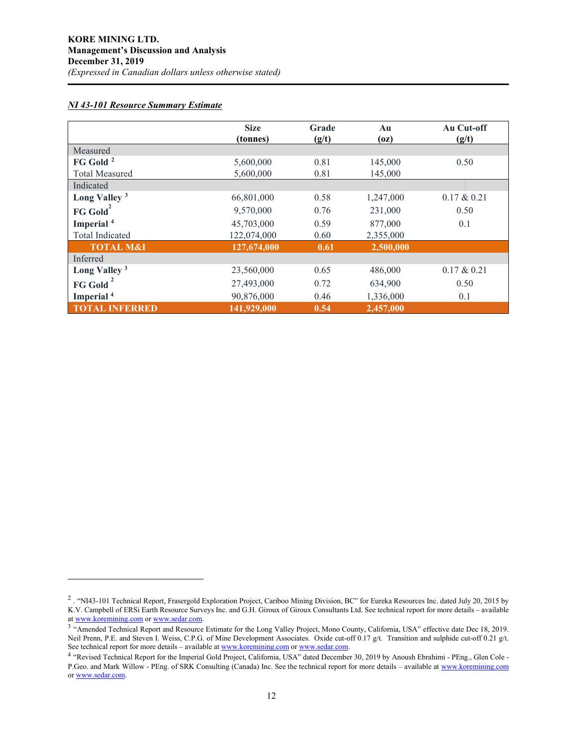***NI 43-101 Resource Summary Estimate***

| | Size (tonnes) | Grade (g/t) | Au (oz) | Au Cut-off (g/t) |
|---|---|---|---|---|
| Measured | | | | |
| **FG Gold** [2] | 5,600,000 | 0.81 | 145,000 | 0.50 |
| Total Measured | 5,600,000 | 0.81 | 145,000 | |
| Indicated | | | | |
| **Long Valley** [3] | 66,801,000 | 0.58 | 1,247,000 | 0.17 & 0.21 |
| **FG Gold** [2] | 9,570,000 | 0.76 | 231,000 | 0.50 |
| **Imperial** [4] | 45,703,000 | 0.59 | 877,000 | 0.1 |
| Total Indicated | 122,074,000 | 0.60 | 2,355,000 | |
| **TOTAL M&I** | **127,674,000** | **0.61** | **2,500,000** | |
| Inferred | | | | |
| **Long Valley** [3] | 23,560,000 | 0.65 | 486,000 | 0.17 & 0.21 |
| **FG Gold** [2] | 27,493,000 | 0.72 | 634,900 | 0.50 |
| **Imperial** [4] | 90,876,000 | 0.46 | 1,336,000 | 0.1 |
| **TOTAL INFERRED** | **141,929,000** | **0.54** | **2,457,000** | |

---

[2] . "NI43-101 Technical Report, Frasergold Exploration Project, Cariboo Mining Division, BC" for Eureka Resources Inc. dated July 20, 2015 by K.V. Campbell of ERSi Earth Resource Surveys Inc. and G.H. Giroux of Giroux Consultants Ltd. See technical report for more details – available at www.koremining.com or www.sedar.com.

[3] "Amended Technical Report and Resource Estimate for the Long Valley Project, Mono County, California, USA" effective date Dec 18, 2019. Neil Prenn, P.E. and Steven I. Weiss, C.P.G. of Mine Development Associates. Oxide cut-off 0.17 g/t. Transition and sulphide cut-off 0.21 g/t. See technical report for more details – available at www.koremining.com or www.sedar.com.

[4] "Revised Technical Report for the Imperial Gold Project, California, USA" dated December 30, 2019 by Anoush Ebrahimi - PEng., Glen Cole - P.Geo. and Mark Willow - PEng. of SRK Consulting (Canada) Inc. See the technical report for more details – available at www.koremining.com or www.sedar.com.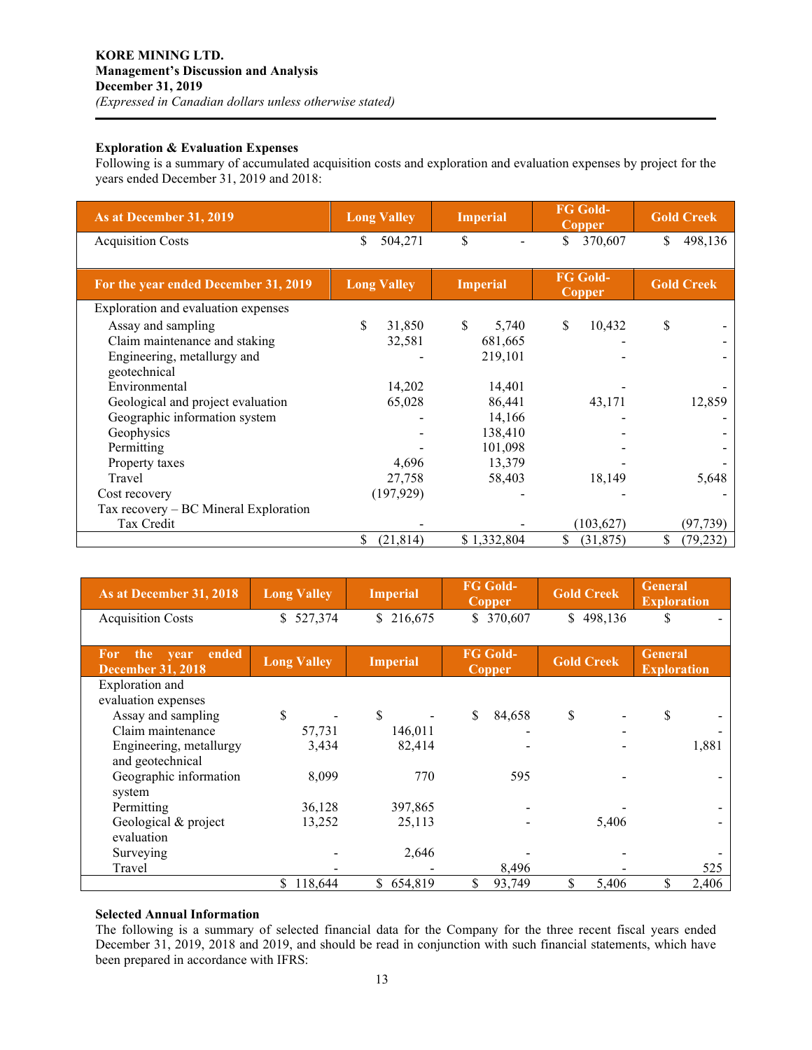**KORE MINING LTD.**
**Management's Discussion and Analysis**
**December 31, 2019**
*(Expressed in Canadian dollars unless otherwise stated)*

**Exploration & Evaluation Expenses**

Following is a summary of accumulated acquisition costs and exploration and evaluation expenses by project for the years ended December 31, 2019 and 2018:

| As at December 31, 2019 | Long Valley | Imperial | FG Gold-Copper | Gold Creek |
|---|---|---|---|---|
| Acquisition Costs | $ 504,271 | $ - | $ 370,607 | $ 498,136 |
| **For the year ended December 31, 2019** | **Long Valley** | **Imperial** | **FG Gold-Copper** | **Gold Creek** |
| Exploration and evaluation expenses | | | | |
| Assay and sampling | $ 31,850 | $ 5,740 | $ 10,432 | $ - |
| Claim maintenance and staking | 32,581 | 681,665 | - | - |
| Engineering, metallurgy and geotechnical | - | 219,101 | - | - |
| Environmental | 14,202 | 14,401 | - | - |
| Geological and project evaluation | 65,028 | 86,441 | 43,171 | 12,859 |
| Geographic information system | - | 14,166 | - | - |
| Geophysics | - | 138,410 | - | - |
| Permitting | - | 101,098 | - | - |
| Property taxes | 4,696 | 13,379 | - | - |
| Travel | 27,758 | 58,403 | 18,149 | 5,648 |
| Cost recovery | (197,929) | - | - | - |
| Tax recovery – BC Mineral Exploration Tax Credit | - | - | (103,627) | (97,739) |
| | $ (21,814) | $ 1,332,804 | $ (31,875) | $ (79,232) |

| As at December 31, 2018 | Long Valley | Imperial | FG Gold-Copper | Gold Creek | General Exploration |
|---|---|---|---|---|---|
| Acquisition Costs | $ 527,374 | $ 216,675 | $ 370,607 | $ 498,136 | $ - |
| **For the year ended December 31, 2018** | **Long Valley** | **Imperial** | **FG Gold-Copper** | **Gold Creek** | **General Exploration** |
| Exploration and evaluation expenses | | | | | |
| Assay and sampling | $ - | $ - | $ 84,658 | $ - | $ - |
| Claim maintenance | 57,731 | 146,011 | - | - | - |
| Engineering, metallurgy and geotechnical | 3,434 | 82,414 | - | - | 1,881 |
| Geographic information system | 8,099 | 770 | 595 | - | - |
| Permitting | 36,128 | 397,865 | - | - | - |
| Geological & project evaluation | 13,252 | 25,113 | - | 5,406 | - |
| Surveying | - | 2,646 | - | - | - |
| Travel | - | - | 8,496 | - | 525 |
| | $ 118,644 | $ 654,819 | $ 93,749 | $ 5,406 | $ 2,406 |

**Selected Annual Information**

The following is a summary of selected financial data for the Company for the three recent fiscal years ended December 31, 2019, 2018 and 2019, and should be read in conjunction with such financial statements, which have been prepared in accordance with IFRS: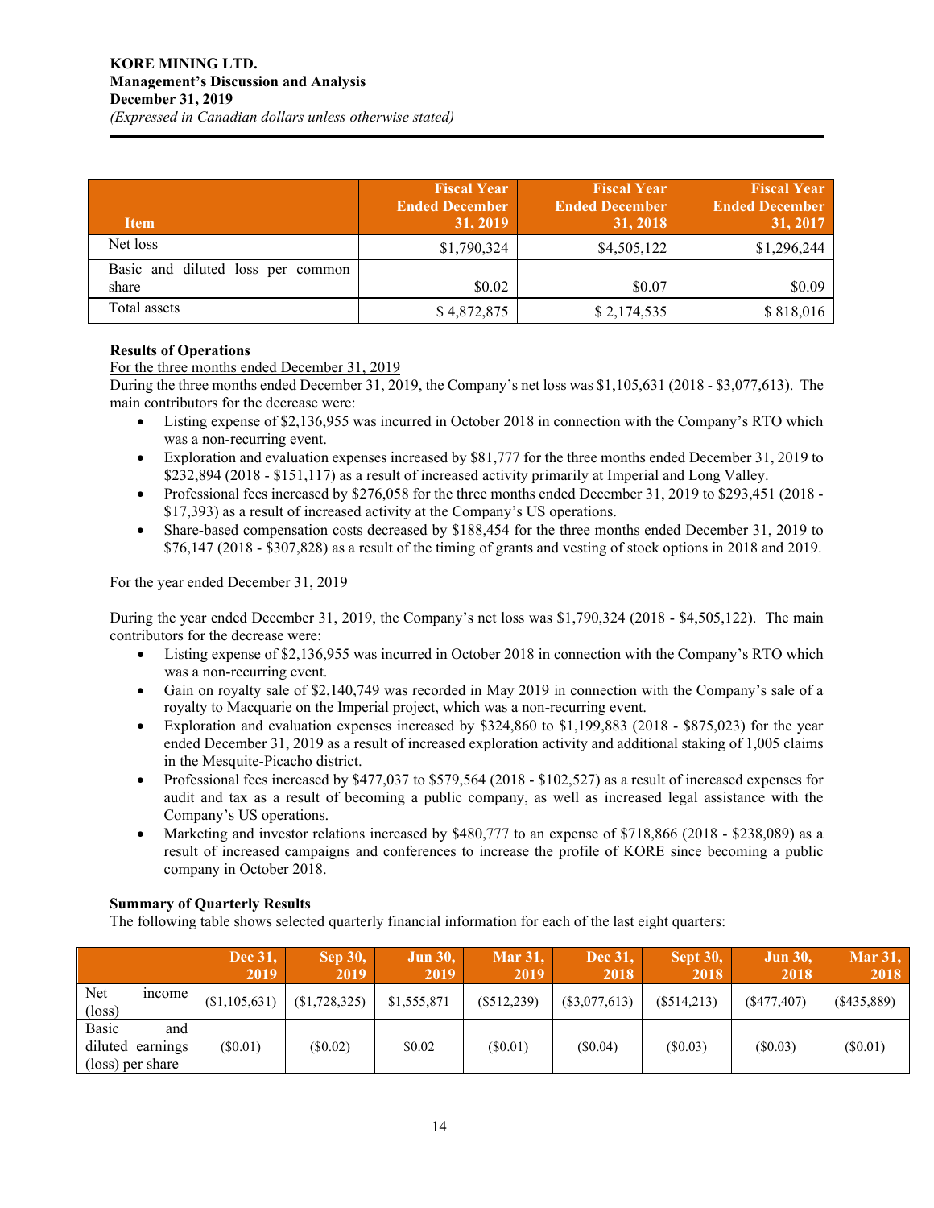| Item | Fiscal Year Ended December 31, 2019 | Fiscal Year Ended December 31, 2018 | Fiscal Year Ended December 31, 2017 |
|---|---|---|---|
| Net loss | $1,790,324 | $4,505,122 | $1,296,244 |
| Basic and diluted loss per common share | $0.02 | $0.07 | $0.09 |
| Total assets | $ 4,872,875 | $ 2,174,535 | $ 818,016 |

**Results of Operations**

For the three months ended December 31, 2019

During the three months ended December 31, 2019, the Company's net loss was $1,105,631 (2018 - $3,077,613). The main contributors for the decrease were:

- Listing expense of $2,136,955 was incurred in October 2018 in connection with the Company's RTO which was a non-recurring event.
- Exploration and evaluation expenses increased by $81,777 for the three months ended December 31, 2019 to $232,894 (2018 - $151,117) as a result of increased activity primarily at Imperial and Long Valley.
- Professional fees increased by $276,058 for the three months ended December 31, 2019 to $293,451 (2018 - $17,393) as a result of increased activity at the Company's US operations.
- Share-based compensation costs decreased by $188,454 for the three months ended December 31, 2019 to $76,147 (2018 - $307,828) as a result of the timing of grants and vesting of stock options in 2018 and 2019.

For the year ended December 31, 2019

During the year ended December 31, 2019, the Company's net loss was $1,790,324 (2018 - $4,505,122). The main contributors for the decrease were:

- Listing expense of $2,136,955 was incurred in October 2018 in connection with the Company's RTO which was a non-recurring event.
- Gain on royalty sale of $2,140,749 was recorded in May 2019 in connection with the Company's sale of a royalty to Macquarie on the Imperial project, which was a non-recurring event.
- Exploration and evaluation expenses increased by $324,860 to $1,199,883 (2018 - $875,023) for the year ended December 31, 2019 as a result of increased exploration activity and additional staking of 1,005 claims in the Mesquite-Picacho district.
- Professional fees increased by $477,037 to $579,564 (2018 - $102,527) as a result of increased expenses for audit and tax as a result of becoming a public company, as well as increased legal assistance with the Company's US operations.
- Marketing and investor relations increased by $480,777 to an expense of $718,866 (2018 - $238,089) as a result of increased campaigns and conferences to increase the profile of KORE since becoming a public company in October 2018.

**Summary of Quarterly Results**

The following table shows selected quarterly financial information for each of the last eight quarters:

| | Dec 31, 2019 | Sep 30, 2019 | Jun 30, 2019 | Mar 31, 2019 | Dec 31, 2018 | Sept 30, 2018 | Jun 30, 2018 | Mar 31, 2018 |
|---|---|---|---|---|---|---|---|---|
| Net income (loss) | ($1,105,631) | ($1,728,325) | $1,555,871 | ($512,239) | ($3,077,613) | ($514,213) | ($477,407) | ($435,889) |
| Basic and diluted earnings (loss) per share | ($0.01) | ($0.02) | $0.02 | ($0.01) | ($0.04) | ($0.03) | ($0.03) | ($0.01) |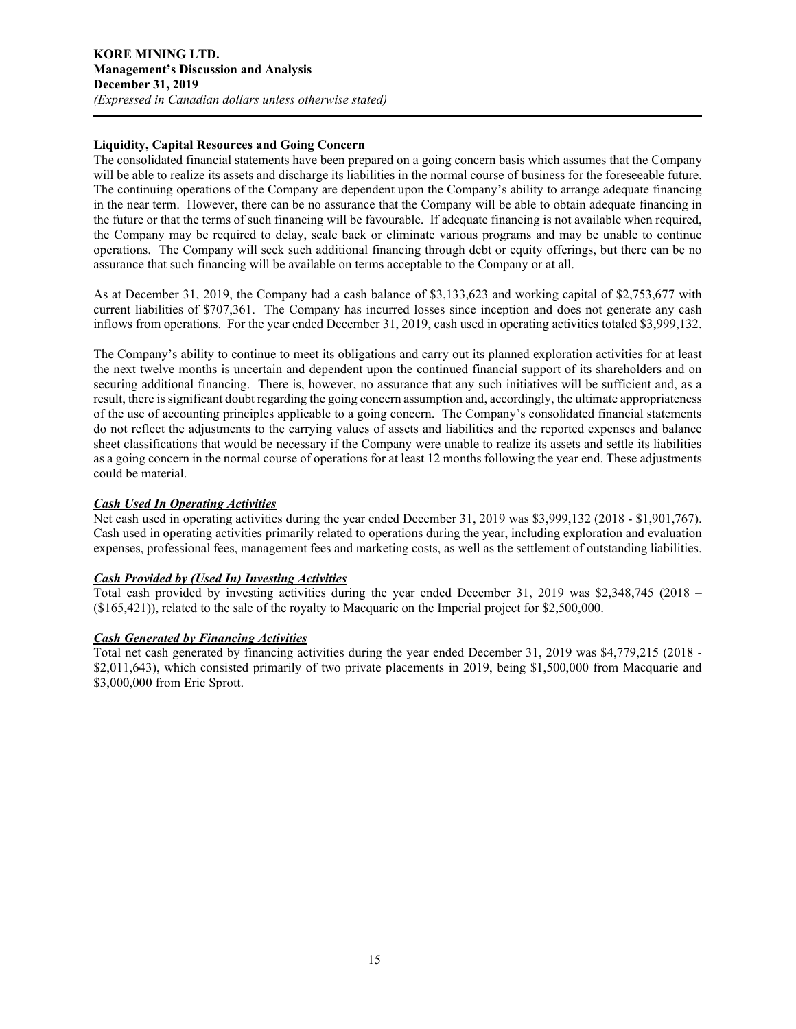### Liquidity, Capital Resources and Going Concern

The consolidated financial statements have been prepared on a going concern basis which assumes that the Company will be able to realize its assets and discharge its liabilities in the normal course of business for the foreseeable future. The continuing operations of the Company are dependent upon the Company's ability to arrange adequate financing in the near term. However, there can be no assurance that the Company will be able to obtain adequate financing in the future or that the terms of such financing will be favourable. If adequate financing is not available when required, the Company may be required to delay, scale back or eliminate various programs and may be unable to continue operations. The Company will seek such additional financing through debt or equity offerings, but there can be no assurance that such financing will be available on terms acceptable to the Company or at all.

As at December 31, 2019, the Company had a cash balance of $3,133,623 and working capital of $2,753,677 with current liabilities of $707,361. The Company has incurred losses since inception and does not generate any cash inflows from operations. For the year ended December 31, 2019, cash used in operating activities totaled $3,999,132.

The Company's ability to continue to meet its obligations and carry out its planned exploration activities for at least the next twelve months is uncertain and dependent upon the continued financial support of its shareholders and on securing additional financing. There is, however, no assurance that any such initiatives will be sufficient and, as a result, there is significant doubt regarding the going concern assumption and, accordingly, the ultimate appropriateness of the use of accounting principles applicable to a going concern. The Company's consolidated financial statements do not reflect the adjustments to the carrying values of assets and liabilities and the reported expenses and balance sheet classifications that would be necessary if the Company were unable to realize its assets and settle its liabilities as a going concern in the normal course of operations for at least 12 months following the year end. These adjustments could be material.

#### ***Cash Used In Operating Activities***

Net cash used in operating activities during the year ended December 31, 2019 was $3,999,132 (2018 - $1,901,767). Cash used in operating activities primarily related to operations during the year, including exploration and evaluation expenses, professional fees, management fees and marketing costs, as well as the settlement of outstanding liabilities.

#### ***Cash Provided by (Used In) Investing Activities***

Total cash provided by investing activities during the year ended December 31, 2019 was $2,348,745 (2018 – ($165,421)), related to the sale of the royalty to Macquarie on the Imperial project for $2,500,000.

#### ***Cash Generated by Financing Activities***

Total net cash generated by financing activities during the year ended December 31, 2019 was $4,779,215 (2018 - $2,011,643), which consisted primarily of two private placements in 2019, being $1,500,000 from Macquarie and $3,000,000 from Eric Sprott.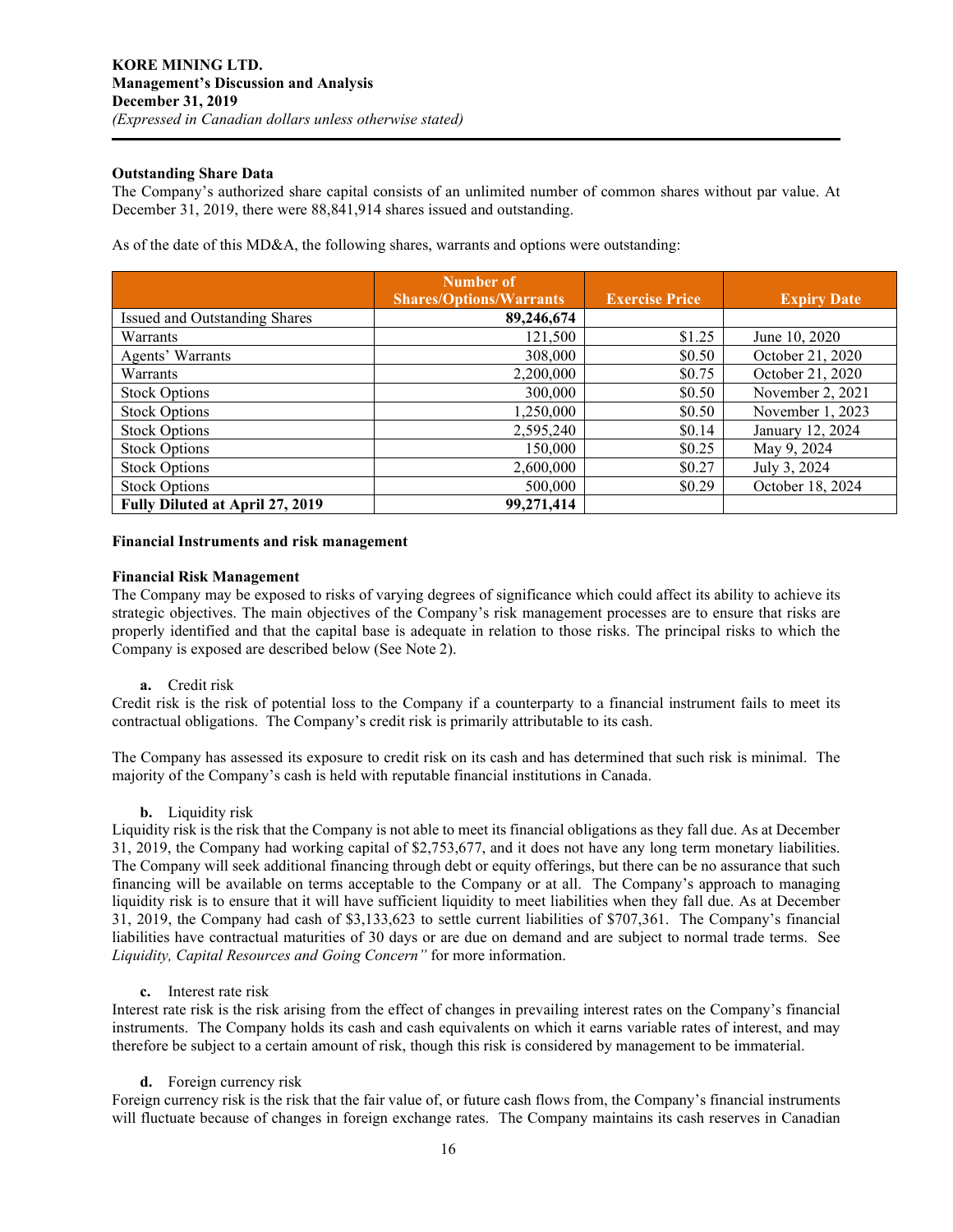**Outstanding Share Data**

The Company's authorized share capital consists of an unlimited number of common shares without par value. At December 31, 2019, there were 88,841,914 shares issued and outstanding.

As of the date of this MD&A, the following shares, warrants and options were outstanding:

| | Number of Shares/Options/Warrants | Exercise Price | Expiry Date |
|---|---|---|---|
| Issued and Outstanding Shares | **89,246,674** | | |
| Warrants | 121,500 | $1.25 | June 10, 2020 |
| Agents' Warrants | 308,000 | $0.50 | October 21, 2020 |
| Warrants | 2,200,000 | $0.75 | October 21, 2020 |
| Stock Options | 300,000 | $0.50 | November 2, 2021 |
| Stock Options | 1,250,000 | $0.50 | November 1, 2023 |
| Stock Options | 2,595,240 | $0.14 | January 12, 2024 |
| Stock Options | 150,000 | $0.25 | May 9, 2024 |
| Stock Options | 2,600,000 | $0.27 | July 3, 2024 |
| Stock Options | 500,000 | $0.29 | October 18, 2024 |
| **Fully Diluted at April 27, 2019** | **99,271,414** | | |

**Financial Instruments and risk management**

**Financial Risk Management**

The Company may be exposed to risks of varying degrees of significance which could affect its ability to achieve its strategic objectives. The main objectives of the Company's risk management processes are to ensure that risks are properly identified and that the capital base is adequate in relation to those risks. The principal risks to which the Company is exposed are described below (See Note 2).

**a.** Credit risk

Credit risk is the risk of potential loss to the Company if a counterparty to a financial instrument fails to meet its contractual obligations. The Company's credit risk is primarily attributable to its cash.

The Company has assessed its exposure to credit risk on its cash and has determined that such risk is minimal. The majority of the Company's cash is held with reputable financial institutions in Canada.

**b.** Liquidity risk

Liquidity risk is the risk that the Company is not able to meet its financial obligations as they fall due. As at December 31, 2019, the Company had working capital of $2,753,677, and it does not have any long term monetary liabilities. The Company will seek additional financing through debt or equity offerings, but there can be no assurance that such financing will be available on terms acceptable to the Company or at all. The Company's approach to managing liquidity risk is to ensure that it will have sufficient liquidity to meet liabilities when they fall due. As at December 31, 2019, the Company had cash of $3,133,623 to settle current liabilities of $707,361. The Company's financial liabilities have contractual maturities of 30 days or are due on demand and are subject to normal trade terms. See *Liquidity, Capital Resources and Going Concern"* for more information.

**c.** Interest rate risk

Interest rate risk is the risk arising from the effect of changes in prevailing interest rates on the Company's financial instruments. The Company holds its cash and cash equivalents on which it earns variable rates of interest, and may therefore be subject to a certain amount of risk, though this risk is considered by management to be immaterial.

**d.** Foreign currency risk

Foreign currency risk is the risk that the fair value of, or future cash flows from, the Company's financial instruments will fluctuate because of changes in foreign exchange rates. The Company maintains its cash reserves in Canadian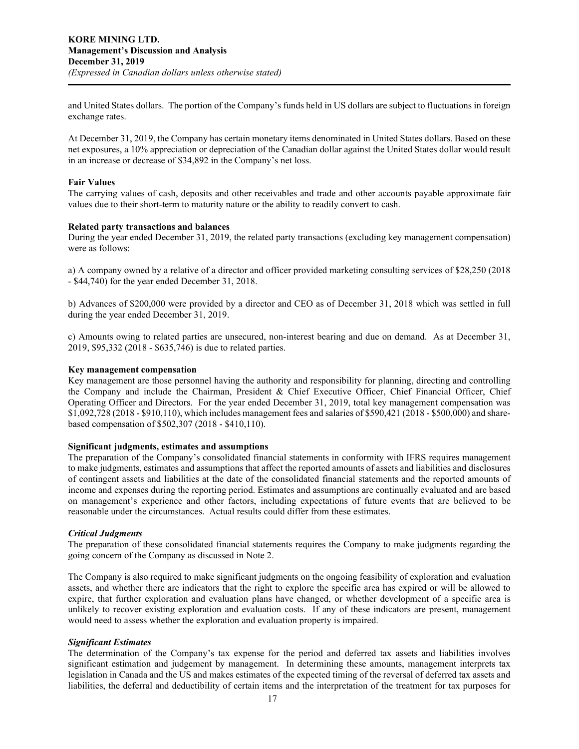and United States dollars. The portion of the Company's funds held in US dollars are subject to fluctuations in foreign exchange rates.

At December 31, 2019, the Company has certain monetary items denominated in United States dollars. Based on these net exposures, a 10% appreciation or depreciation of the Canadian dollar against the United States dollar would result in an increase or decrease of $34,892 in the Company's net loss.

**Fair Values**
The carrying values of cash, deposits and other receivables and trade and other accounts payable approximate fair values due to their short-term to maturity nature or the ability to readily convert to cash.

**Related party transactions and balances**
During the year ended December 31, 2019, the related party transactions (excluding key management compensation) were as follows:

a) A company owned by a relative of a director and officer provided marketing consulting services of $28,250 (2018 - $44,740) for the year ended December 31, 2018.

b) Advances of $200,000 were provided by a director and CEO as of December 31, 2018 which was settled in full during the year ended December 31, 2019.

c) Amounts owing to related parties are unsecured, non-interest bearing and due on demand. As at December 31, 2019, $95,332 (2018 - $635,746) is due to related parties.

**Key management compensation**
Key management are those personnel having the authority and responsibility for planning, directing and controlling the Company and include the Chairman, President & Chief Executive Officer, Chief Financial Officer, Chief Operating Officer and Directors. For the year ended December 31, 2019, total key management compensation was $1,092,728 (2018 - $910,110), which includes management fees and salaries of $590,421 (2018 - $500,000) and share-based compensation of $502,307 (2018 - $410,110).

**Significant judgments, estimates and assumptions**
The preparation of the Company's consolidated financial statements in conformity with IFRS requires management to make judgments, estimates and assumptions that affect the reported amounts of assets and liabilities and disclosures of contingent assets and liabilities at the date of the consolidated financial statements and the reported amounts of income and expenses during the reporting period. Estimates and assumptions are continually evaluated and are based on management's experience and other factors, including expectations of future events that are believed to be reasonable under the circumstances. Actual results could differ from these estimates.

***Critical Judgments***
The preparation of these consolidated financial statements requires the Company to make judgments regarding the going concern of the Company as discussed in Note 2.

The Company is also required to make significant judgments on the ongoing feasibility of exploration and evaluation assets, and whether there are indicators that the right to explore the specific area has expired or will be allowed to expire, that further exploration and evaluation plans have changed, or whether development of a specific area is unlikely to recover existing exploration and evaluation costs. If any of these indicators are present, management would need to assess whether the exploration and evaluation property is impaired.

***Significant Estimates***
The determination of the Company's tax expense for the period and deferred tax assets and liabilities involves significant estimation and judgement by management. In determining these amounts, management interprets tax legislation in Canada and the US and makes estimates of the expected timing of the reversal of deferred tax assets and liabilities, the deferral and deductibility of certain items and the interpretation of the treatment for tax purposes for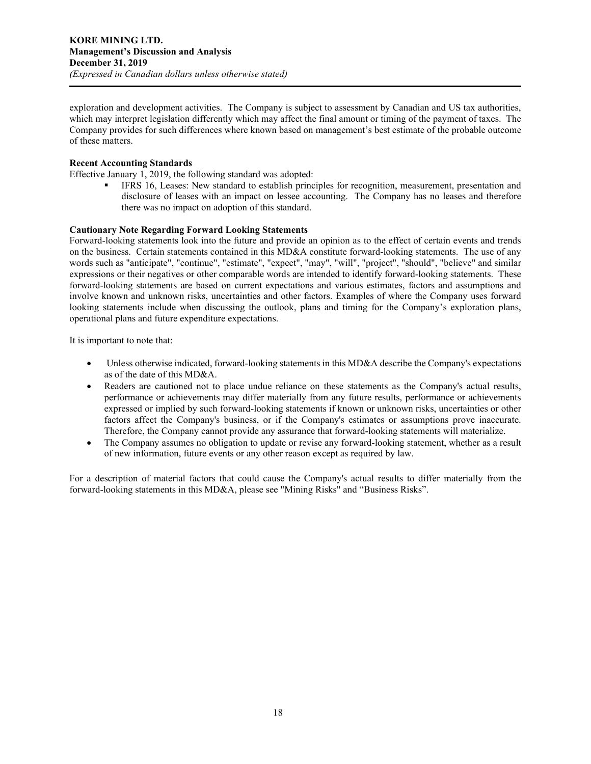exploration and development activities. The Company is subject to assessment by Canadian and US tax authorities, which may interpret legislation differently which may affect the final amount or timing of the payment of taxes. The Company provides for such differences where known based on management's best estimate of the probable outcome of these matters.

**Recent Accounting Standards**

Effective January 1, 2019, the following standard was adopted:

- IFRS 16, Leases: New standard to establish principles for recognition, measurement, presentation and disclosure of leases with an impact on lessee accounting. The Company has no leases and therefore there was no impact on adoption of this standard.

**Cautionary Note Regarding Forward Looking Statements**

Forward-looking statements look into the future and provide an opinion as to the effect of certain events and trends on the business. Certain statements contained in this MD&A constitute forward-looking statements. The use of any words such as "anticipate", "continue", "estimate", "expect", "may", "will", "project", "should", "believe" and similar expressions or their negatives or other comparable words are intended to identify forward-looking statements. These forward-looking statements are based on current expectations and various estimates, factors and assumptions and involve known and unknown risks, uncertainties and other factors. Examples of where the Company uses forward looking statements include when discussing the outlook, plans and timing for the Company's exploration plans, operational plans and future expenditure expectations.

It is important to note that:

- Unless otherwise indicated, forward-looking statements in this MD&A describe the Company's expectations as of the date of this MD&A.
- Readers are cautioned not to place undue reliance on these statements as the Company's actual results, performance or achievements may differ materially from any future results, performance or achievements expressed or implied by such forward-looking statements if known or unknown risks, uncertainties or other factors affect the Company's business, or if the Company's estimates or assumptions prove inaccurate. Therefore, the Company cannot provide any assurance that forward-looking statements will materialize.
- The Company assumes no obligation to update or revise any forward-looking statement, whether as a result of new information, future events or any other reason except as required by law.

For a description of material factors that could cause the Company's actual results to differ materially from the forward-looking statements in this MD&A, please see "Mining Risks" and "Business Risks".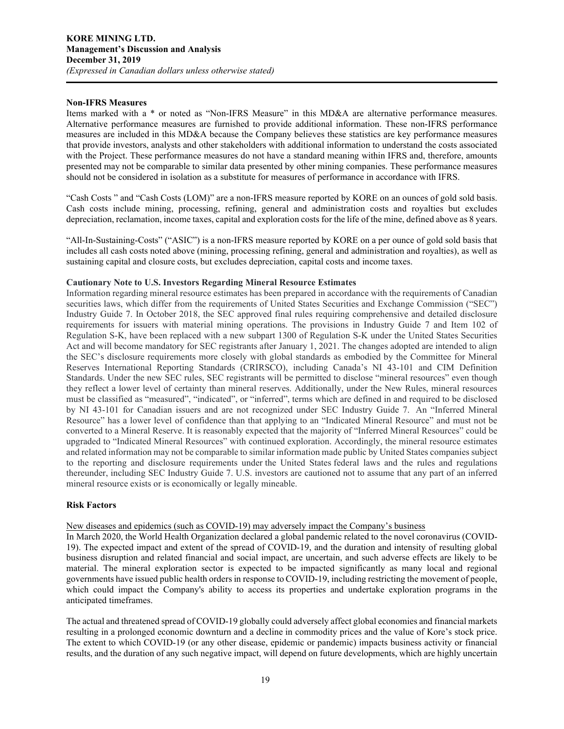**Non-IFRS Measures**

Items marked with a * or noted as "Non-IFRS Measure" in this MD&A are alternative performance measures. Alternative performance measures are furnished to provide additional information. These non-IFRS performance measures are included in this MD&A because the Company believes these statistics are key performance measures that provide investors, analysts and other stakeholders with additional information to understand the costs associated with the Project. These performance measures do not have a standard meaning within IFRS and, therefore, amounts presented may not be comparable to similar data presented by other mining companies. These performance measures should not be considered in isolation as a substitute for measures of performance in accordance with IFRS.

"Cash Costs " and "Cash Costs (LOM)" are a non-IFRS measure reported by KORE on an ounces of gold sold basis. Cash costs include mining, processing, refining, general and administration costs and royalties but excludes depreciation, reclamation, income taxes, capital and exploration costs for the life of the mine, defined above as 8 years.

"All-In-Sustaining-Costs" ("ASIC") is a non-IFRS measure reported by KORE on a per ounce of gold sold basis that includes all cash costs noted above (mining, processing refining, general and administration and royalties), as well as sustaining capital and closure costs, but excludes depreciation, capital costs and income taxes.

**Cautionary Note to U.S. Investors Regarding Mineral Resource Estimates**

Information regarding mineral resource estimates has been prepared in accordance with the requirements of Canadian securities laws, which differ from the requirements of United States Securities and Exchange Commission ("SEC") Industry Guide 7. In October 2018, the SEC approved final rules requiring comprehensive and detailed disclosure requirements for issuers with material mining operations. The provisions in Industry Guide 7 and Item 102 of Regulation S-K, have been replaced with a new subpart 1300 of Regulation S-K under the United States Securities Act and will become mandatory for SEC registrants after January 1, 2021. The changes adopted are intended to align the SEC's disclosure requirements more closely with global standards as embodied by the Committee for Mineral Reserves International Reporting Standards (CRIRSCO), including Canada's NI 43-101 and CIM Definition Standards. Under the new SEC rules, SEC registrants will be permitted to disclose "mineral resources" even though they reflect a lower level of certainty than mineral reserves. Additionally, under the New Rules, mineral resources must be classified as "measured", "indicated", or "inferred", terms which are defined in and required to be disclosed by NI 43-101 for Canadian issuers and are not recognized under SEC Industry Guide 7. An "Inferred Mineral Resource" has a lower level of confidence than that applying to an "Indicated Mineral Resource" and must not be converted to a Mineral Reserve. It is reasonably expected that the majority of "Inferred Mineral Resources" could be upgraded to "Indicated Mineral Resources" with continued exploration. Accordingly, the mineral resource estimates and related information may not be comparable to similar information made public by United States companies subject to the reporting and disclosure requirements under the United States federal laws and the rules and regulations thereunder, including SEC Industry Guide 7. U.S. investors are cautioned not to assume that any part of an inferred mineral resource exists or is economically or legally mineable.

**Risk Factors**

New diseases and epidemics (such as COVID-19) may adversely impact the Company's business

In March 2020, the World Health Organization declared a global pandemic related to the novel coronavirus (COVID-19). The expected impact and extent of the spread of COVID-19, and the duration and intensity of resulting global business disruption and related financial and social impact, are uncertain, and such adverse effects are likely to be material. The mineral exploration sector is expected to be impacted significantly as many local and regional governments have issued public health orders in response to COVID-19, including restricting the movement of people, which could impact the Company's ability to access its properties and undertake exploration programs in the anticipated timeframes.

The actual and threatened spread of COVID-19 globally could adversely affect global economies and financial markets resulting in a prolonged economic downturn and a decline in commodity prices and the value of Kore's stock price. The extent to which COVID-19 (or any other disease, epidemic or pandemic) impacts business activity or financial results, and the duration of any such negative impact, will depend on future developments, which are highly uncertain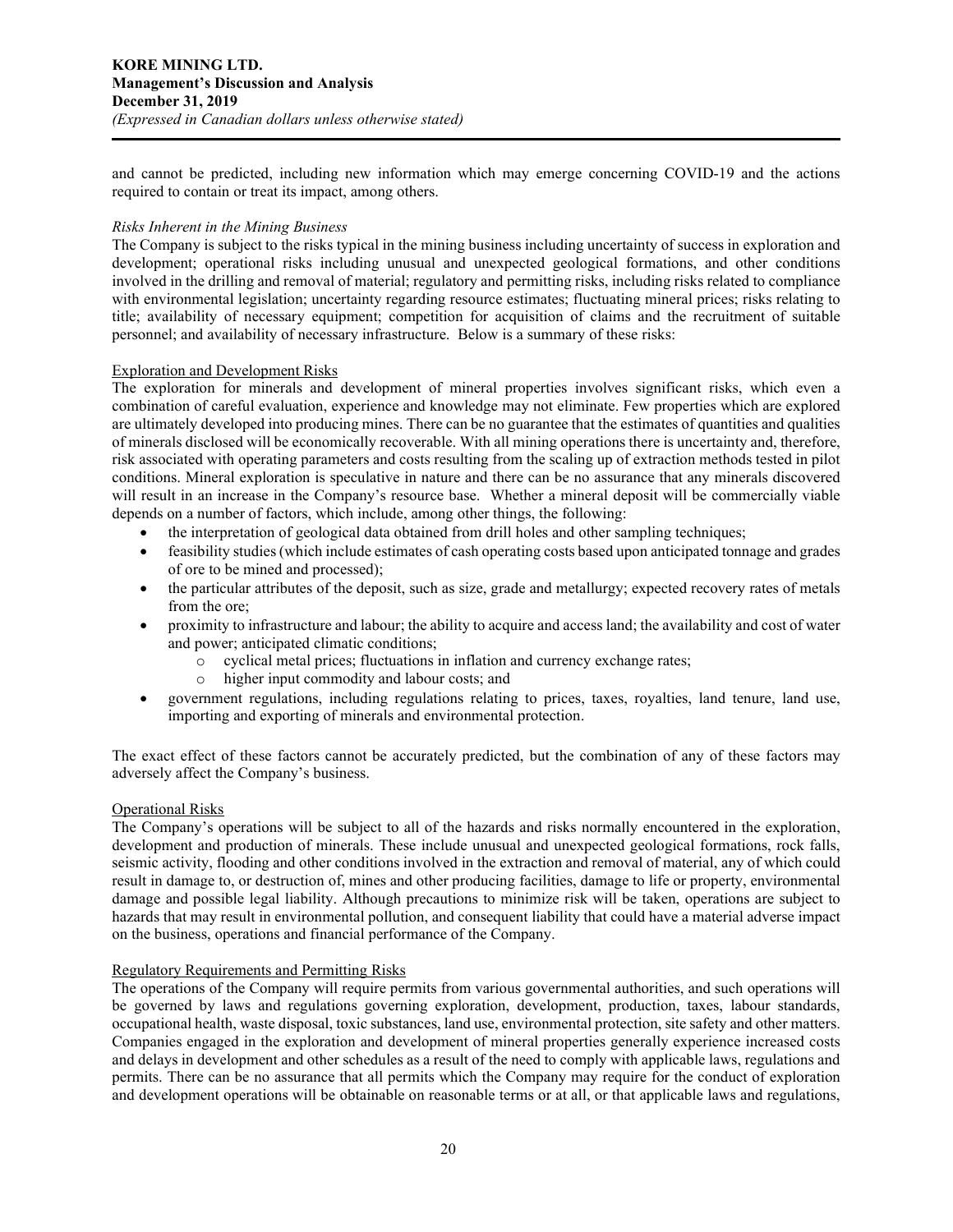and cannot be predicted, including new information which may emerge concerning COVID-19 and the actions required to contain or treat its impact, among others.

*Risks Inherent in the Mining Business*

The Company is subject to the risks typical in the mining business including uncertainty of success in exploration and development; operational risks including unusual and unexpected geological formations, and other conditions involved in the drilling and removal of material; regulatory and permitting risks, including risks related to compliance with environmental legislation; uncertainty regarding resource estimates; fluctuating mineral prices; risks relating to title; availability of necessary equipment; competition for acquisition of claims and the recruitment of suitable personnel; and availability of necessary infrastructure. Below is a summary of these risks:

Exploration and Development Risks

The exploration for minerals and development of mineral properties involves significant risks, which even a combination of careful evaluation, experience and knowledge may not eliminate. Few properties which are explored are ultimately developed into producing mines. There can be no guarantee that the estimates of quantities and qualities of minerals disclosed will be economically recoverable. With all mining operations there is uncertainty and, therefore, risk associated with operating parameters and costs resulting from the scaling up of extraction methods tested in pilot conditions. Mineral exploration is speculative in nature and there can be no assurance that any minerals discovered will result in an increase in the Company's resource base. Whether a mineral deposit will be commercially viable depends on a number of factors, which include, among other things, the following:

- the interpretation of geological data obtained from drill holes and other sampling techniques;
- feasibility studies (which include estimates of cash operating costs based upon anticipated tonnage and grades of ore to be mined and processed);
- the particular attributes of the deposit, such as size, grade and metallurgy; expected recovery rates of metals from the ore;
- proximity to infrastructure and labour; the ability to acquire and access land; the availability and cost of water and power; anticipated climatic conditions;
  - cyclical metal prices; fluctuations in inflation and currency exchange rates;
  - higher input commodity and labour costs; and
- government regulations, including regulations relating to prices, taxes, royalties, land tenure, land use, importing and exporting of minerals and environmental protection.

The exact effect of these factors cannot be accurately predicted, but the combination of any of these factors may adversely affect the Company's business.

Operational Risks

The Company's operations will be subject to all of the hazards and risks normally encountered in the exploration, development and production of minerals. These include unusual and unexpected geological formations, rock falls, seismic activity, flooding and other conditions involved in the extraction and removal of material, any of which could result in damage to, or destruction of, mines and other producing facilities, damage to life or property, environmental damage and possible legal liability. Although precautions to minimize risk will be taken, operations are subject to hazards that may result in environmental pollution, and consequent liability that could have a material adverse impact on the business, operations and financial performance of the Company.

Regulatory Requirements and Permitting Risks

The operations of the Company will require permits from various governmental authorities, and such operations will be governed by laws and regulations governing exploration, development, production, taxes, labour standards, occupational health, waste disposal, toxic substances, land use, environmental protection, site safety and other matters. Companies engaged in the exploration and development of mineral properties generally experience increased costs and delays in development and other schedules as a result of the need to comply with applicable laws, regulations and permits. There can be no assurance that all permits which the Company may require for the conduct of exploration and development operations will be obtainable on reasonable terms or at all, or that applicable laws and regulations,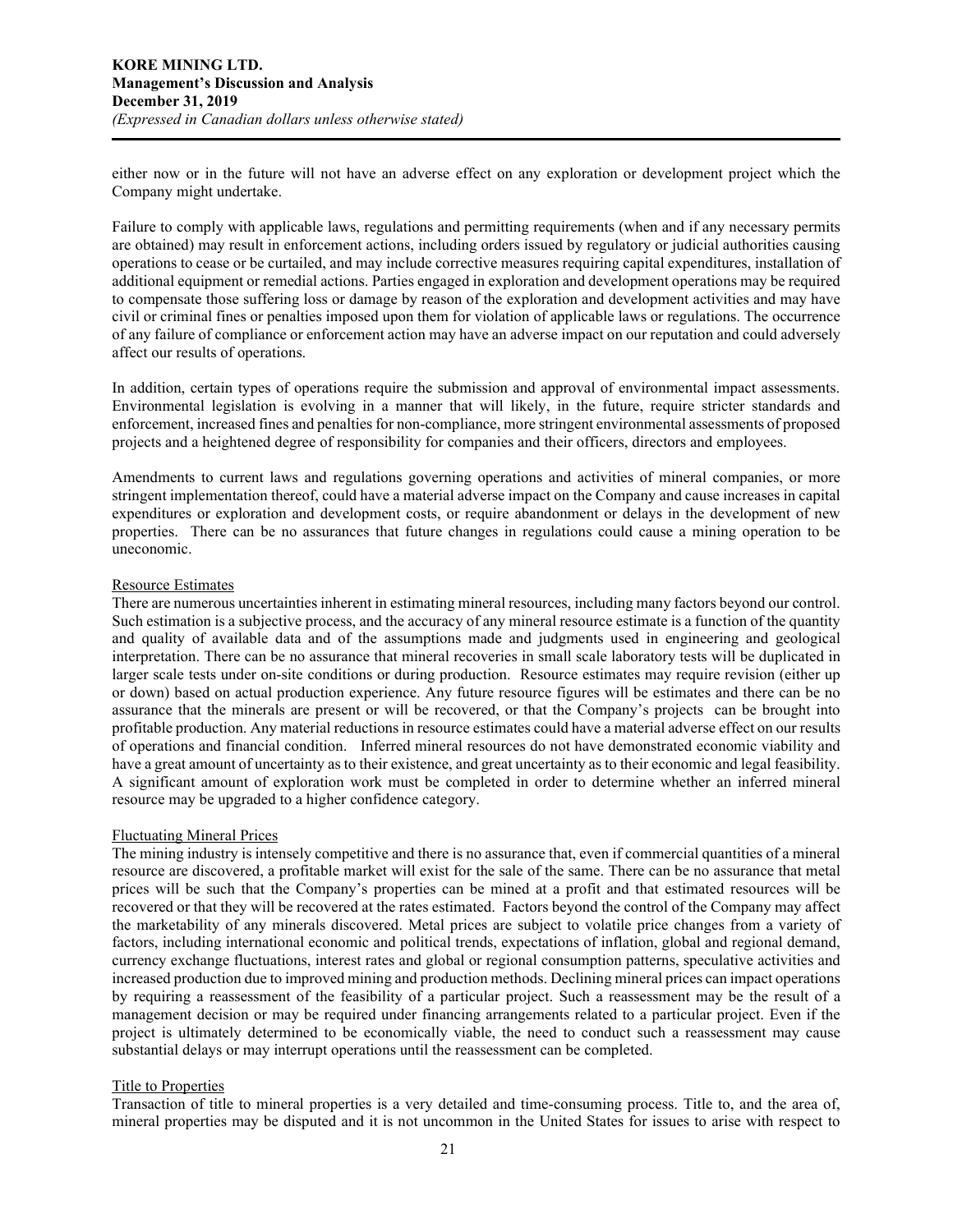either now or in the future will not have an adverse effect on any exploration or development project which the Company might undertake.

Failure to comply with applicable laws, regulations and permitting requirements (when and if any necessary permits are obtained) may result in enforcement actions, including orders issued by regulatory or judicial authorities causing operations to cease or be curtailed, and may include corrective measures requiring capital expenditures, installation of additional equipment or remedial actions. Parties engaged in exploration and development operations may be required to compensate those suffering loss or damage by reason of the exploration and development activities and may have civil or criminal fines or penalties imposed upon them for violation of applicable laws or regulations. The occurrence of any failure of compliance or enforcement action may have an adverse impact on our reputation and could adversely affect our results of operations.

In addition, certain types of operations require the submission and approval of environmental impact assessments. Environmental legislation is evolving in a manner that will likely, in the future, require stricter standards and enforcement, increased fines and penalties for non-compliance, more stringent environmental assessments of proposed projects and a heightened degree of responsibility for companies and their officers, directors and employees.

Amendments to current laws and regulations governing operations and activities of mineral companies, or more stringent implementation thereof, could have a material adverse impact on the Company and cause increases in capital expenditures or exploration and development costs, or require abandonment or delays in the development of new properties. There can be no assurances that future changes in regulations could cause a mining operation to be uneconomic.

Resource Estimates

There are numerous uncertainties inherent in estimating mineral resources, including many factors beyond our control. Such estimation is a subjective process, and the accuracy of any mineral resource estimate is a function of the quantity and quality of available data and of the assumptions made and judgments used in engineering and geological interpretation. There can be no assurance that mineral recoveries in small scale laboratory tests will be duplicated in larger scale tests under on-site conditions or during production. Resource estimates may require revision (either up or down) based on actual production experience. Any future resource figures will be estimates and there can be no assurance that the minerals are present or will be recovered, or that the Company's projects can be brought into profitable production. Any material reductions in resource estimates could have a material adverse effect on our results of operations and financial condition. Inferred mineral resources do not have demonstrated economic viability and have a great amount of uncertainty as to their existence, and great uncertainty as to their economic and legal feasibility. A significant amount of exploration work must be completed in order to determine whether an inferred mineral resource may be upgraded to a higher confidence category.

Fluctuating Mineral Prices

The mining industry is intensely competitive and there is no assurance that, even if commercial quantities of a mineral resource are discovered, a profitable market will exist for the sale of the same. There can be no assurance that metal prices will be such that the Company's properties can be mined at a profit and that estimated resources will be recovered or that they will be recovered at the rates estimated. Factors beyond the control of the Company may affect the marketability of any minerals discovered. Metal prices are subject to volatile price changes from a variety of factors, including international economic and political trends, expectations of inflation, global and regional demand, currency exchange fluctuations, interest rates and global or regional consumption patterns, speculative activities and increased production due to improved mining and production methods. Declining mineral prices can impact operations by requiring a reassessment of the feasibility of a particular project. Such a reassessment may be the result of a management decision or may be required under financing arrangements related to a particular project. Even if the project is ultimately determined to be economically viable, the need to conduct such a reassessment may cause substantial delays or may interrupt operations until the reassessment can be completed.

Title to Properties

Transaction of title to mineral properties is a very detailed and time-consuming process. Title to, and the area of, mineral properties may be disputed and it is not uncommon in the United States for issues to arise with respect to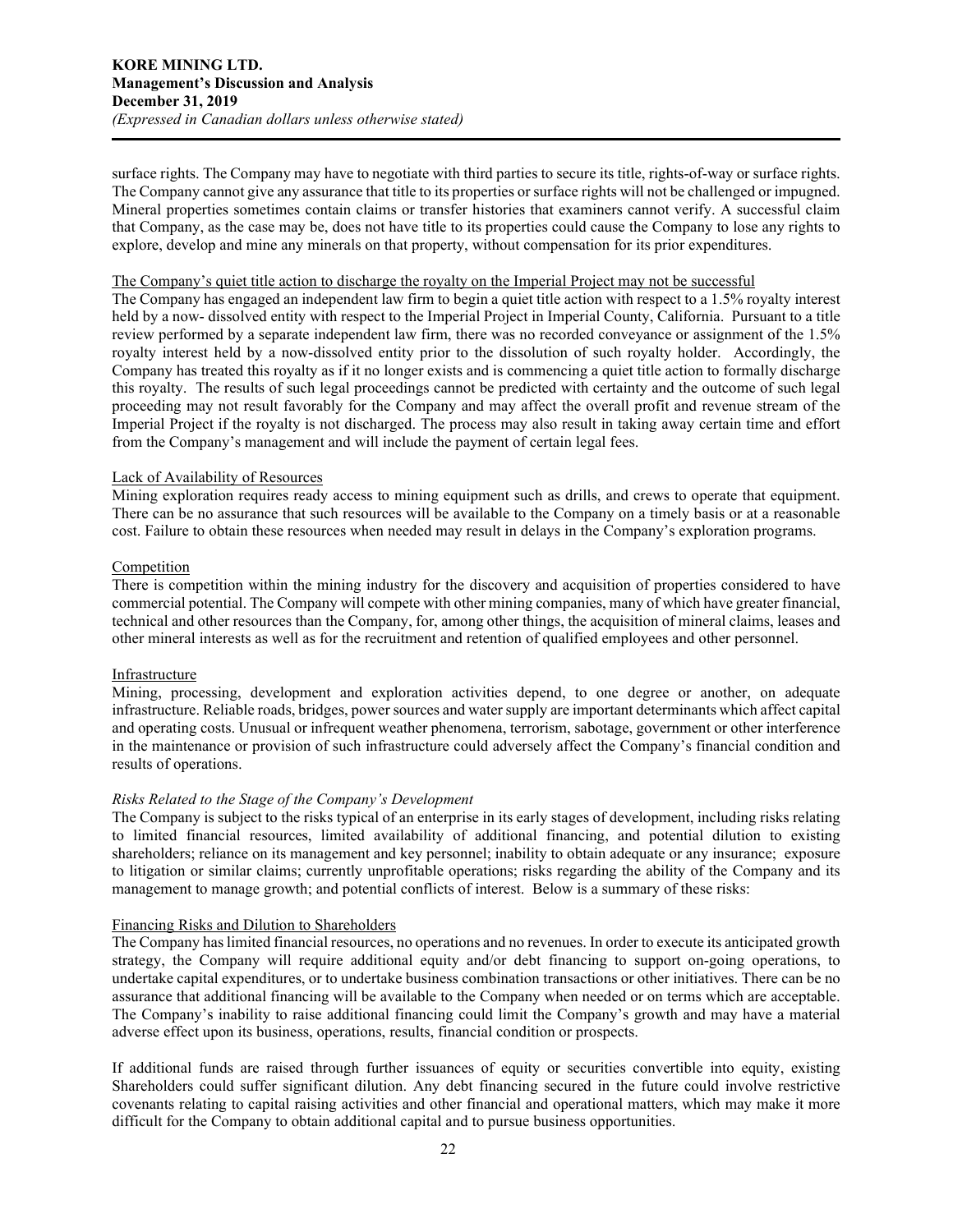surface rights. The Company may have to negotiate with third parties to secure its title, rights-of-way or surface rights. The Company cannot give any assurance that title to its properties or surface rights will not be challenged or impugned. Mineral properties sometimes contain claims or transfer histories that examiners cannot verify. A successful claim that Company, as the case may be, does not have title to its properties could cause the Company to lose any rights to explore, develop and mine any minerals on that property, without compensation for its prior expenditures.

The Company's quiet title action to discharge the royalty on the Imperial Project may not be successful

The Company has engaged an independent law firm to begin a quiet title action with respect to a 1.5% royalty interest held by a now- dissolved entity with respect to the Imperial Project in Imperial County, California. Pursuant to a title review performed by a separate independent law firm, there was no recorded conveyance or assignment of the 1.5% royalty interest held by a now-dissolved entity prior to the dissolution of such royalty holder. Accordingly, the Company has treated this royalty as if it no longer exists and is commencing a quiet title action to formally discharge this royalty. The results of such legal proceedings cannot be predicted with certainty and the outcome of such legal proceeding may not result favorably for the Company and may affect the overall profit and revenue stream of the Imperial Project if the royalty is not discharged. The process may also result in taking away certain time and effort from the Company's management and will include the payment of certain legal fees.

Lack of Availability of Resources

Mining exploration requires ready access to mining equipment such as drills, and crews to operate that equipment. There can be no assurance that such resources will be available to the Company on a timely basis or at a reasonable cost. Failure to obtain these resources when needed may result in delays in the Company's exploration programs.

Competition

There is competition within the mining industry for the discovery and acquisition of properties considered to have commercial potential. The Company will compete with other mining companies, many of which have greater financial, technical and other resources than the Company, for, among other things, the acquisition of mineral claims, leases and other mineral interests as well as for the recruitment and retention of qualified employees and other personnel.

Infrastructure

Mining, processing, development and exploration activities depend, to one degree or another, on adequate infrastructure. Reliable roads, bridges, power sources and water supply are important determinants which affect capital and operating costs. Unusual or infrequent weather phenomena, terrorism, sabotage, government or other interference in the maintenance or provision of such infrastructure could adversely affect the Company's financial condition and results of operations.

*Risks Related to the Stage of the Company's Development*

The Company is subject to the risks typical of an enterprise in its early stages of development, including risks relating to limited financial resources, limited availability of additional financing, and potential dilution to existing shareholders; reliance on its management and key personnel; inability to obtain adequate or any insurance; exposure to litigation or similar claims; currently unprofitable operations; risks regarding the ability of the Company and its management to manage growth; and potential conflicts of interest. Below is a summary of these risks:

Financing Risks and Dilution to Shareholders

The Company has limited financial resources, no operations and no revenues. In order to execute its anticipated growth strategy, the Company will require additional equity and/or debt financing to support on-going operations, to undertake capital expenditures, or to undertake business combination transactions or other initiatives. There can be no assurance that additional financing will be available to the Company when needed or on terms which are acceptable. The Company's inability to raise additional financing could limit the Company's growth and may have a material adverse effect upon its business, operations, results, financial condition or prospects.

If additional funds are raised through further issuances of equity or securities convertible into equity, existing Shareholders could suffer significant dilution. Any debt financing secured in the future could involve restrictive covenants relating to capital raising activities and other financial and operational matters, which may make it more difficult for the Company to obtain additional capital and to pursue business opportunities.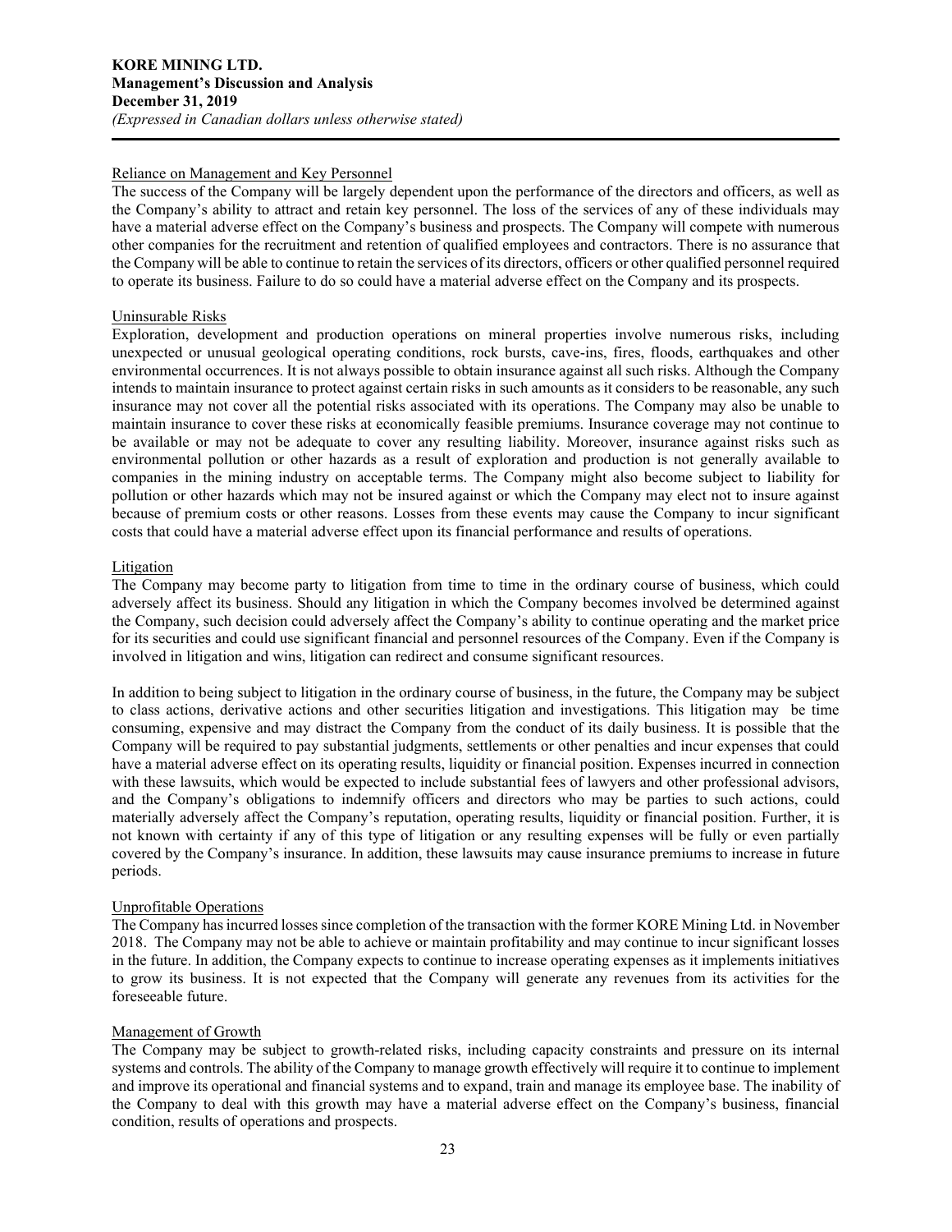#### Reliance on Management and Key Personnel

The success of the Company will be largely dependent upon the performance of the directors and officers, as well as the Company's ability to attract and retain key personnel. The loss of the services of any of these individuals may have a material adverse effect on the Company's business and prospects. The Company will compete with numerous other companies for the recruitment and retention of qualified employees and contractors. There is no assurance that the Company will be able to continue to retain the services of its directors, officers or other qualified personnel required to operate its business. Failure to do so could have a material adverse effect on the Company and its prospects.

#### Uninsurable Risks

Exploration, development and production operations on mineral properties involve numerous risks, including unexpected or unusual geological operating conditions, rock bursts, cave-ins, fires, floods, earthquakes and other environmental occurrences. It is not always possible to obtain insurance against all such risks. Although the Company intends to maintain insurance to protect against certain risks in such amounts as it considers to be reasonable, any such insurance may not cover all the potential risks associated with its operations. The Company may also be unable to maintain insurance to cover these risks at economically feasible premiums. Insurance coverage may not continue to be available or may not be adequate to cover any resulting liability. Moreover, insurance against risks such as environmental pollution or other hazards as a result of exploration and production is not generally available to companies in the mining industry on acceptable terms. The Company might also become subject to liability for pollution or other hazards which may not be insured against or which the Company may elect not to insure against because of premium costs or other reasons. Losses from these events may cause the Company to incur significant costs that could have a material adverse effect upon its financial performance and results of operations.

#### Litigation

The Company may become party to litigation from time to time in the ordinary course of business, which could adversely affect its business. Should any litigation in which the Company becomes involved be determined against the Company, such decision could adversely affect the Company's ability to continue operating and the market price for its securities and could use significant financial and personnel resources of the Company. Even if the Company is involved in litigation and wins, litigation can redirect and consume significant resources.

In addition to being subject to litigation in the ordinary course of business, in the future, the Company may be subject to class actions, derivative actions and other securities litigation and investigations. This litigation may be time consuming, expensive and may distract the Company from the conduct of its daily business. It is possible that the Company will be required to pay substantial judgments, settlements or other penalties and incur expenses that could have a material adverse effect on its operating results, liquidity or financial position. Expenses incurred in connection with these lawsuits, which would be expected to include substantial fees of lawyers and other professional advisors, and the Company's obligations to indemnify officers and directors who may be parties to such actions, could materially adversely affect the Company's reputation, operating results, liquidity or financial position. Further, it is not known with certainty if any of this type of litigation or any resulting expenses will be fully or even partially covered by the Company's insurance. In addition, these lawsuits may cause insurance premiums to increase in future periods.

#### Unprofitable Operations

The Company has incurred losses since completion of the transaction with the former KORE Mining Ltd. in November 2018. The Company may not be able to achieve or maintain profitability and may continue to incur significant losses in the future. In addition, the Company expects to continue to increase operating expenses as it implements initiatives to grow its business. It is not expected that the Company will generate any revenues from its activities for the foreseeable future.

#### Management of Growth

The Company may be subject to growth-related risks, including capacity constraints and pressure on its internal systems and controls. The ability of the Company to manage growth effectively will require it to continue to implement and improve its operational and financial systems and to expand, train and manage its employee base. The inability of the Company to deal with this growth may have a material adverse effect on the Company's business, financial condition, results of operations and prospects.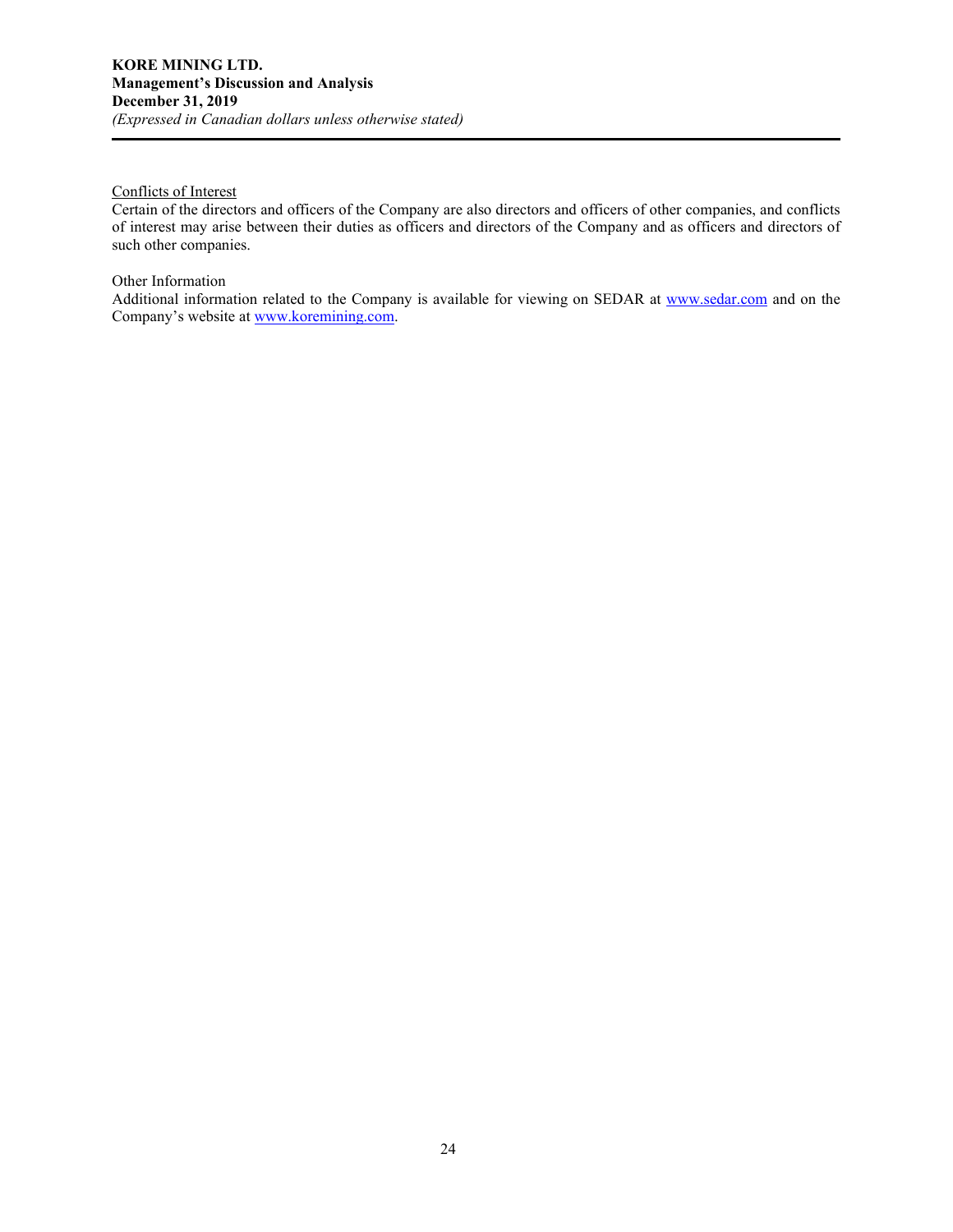Conflicts of Interest

Certain of the directors and officers of the Company are also directors and officers of other companies, and conflicts of interest may arise between their duties as officers and directors of the Company and as officers and directors of such other companies.

Other Information

Additional information related to the Company is available for viewing on SEDAR at www.sedar.com and on the Company's website at www.koremining.com.